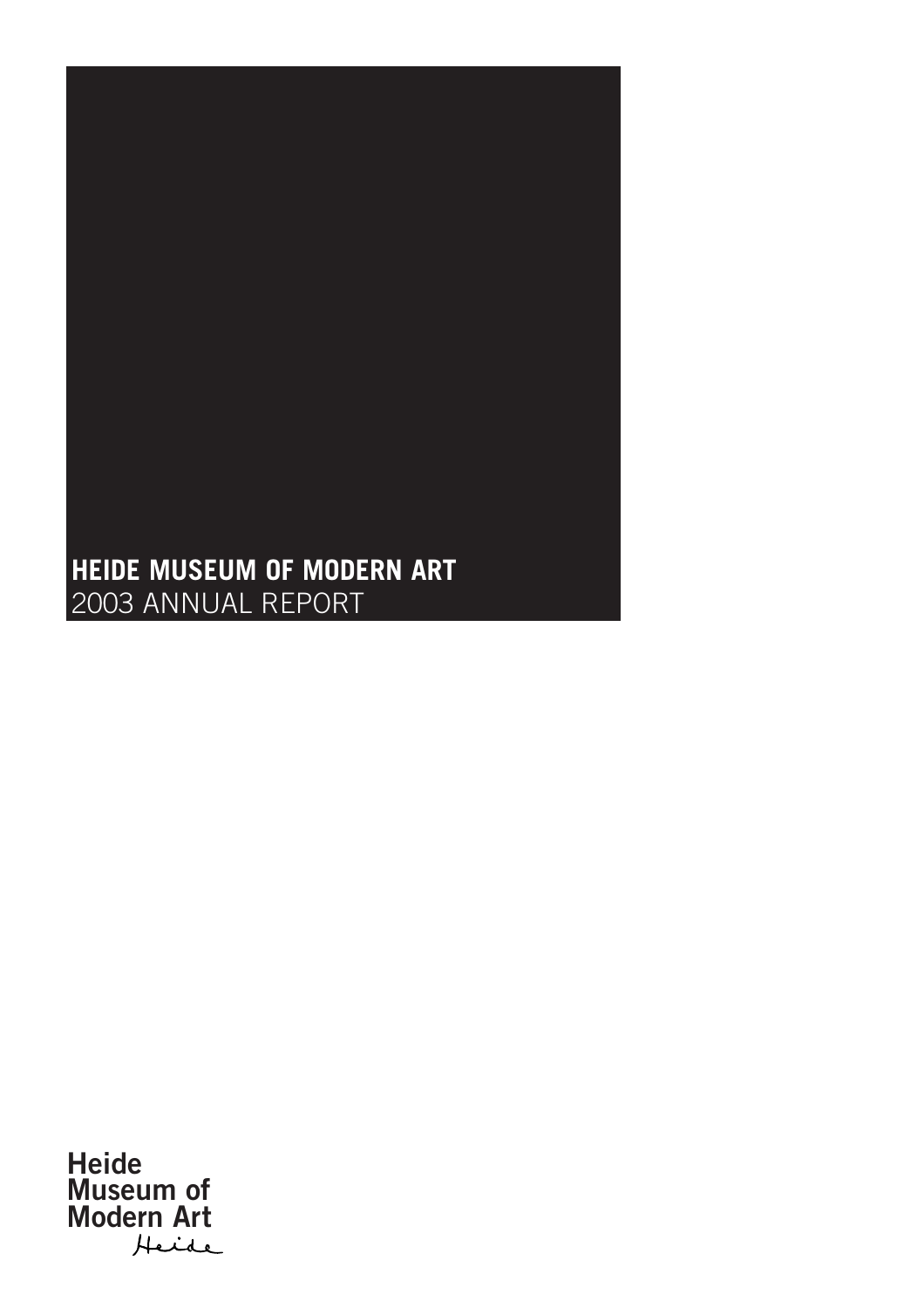# HEIDE MUSEUM OF MODERN ART

2003 ANNUAL REPORT

Heide
Museum of
Modern Art
Heide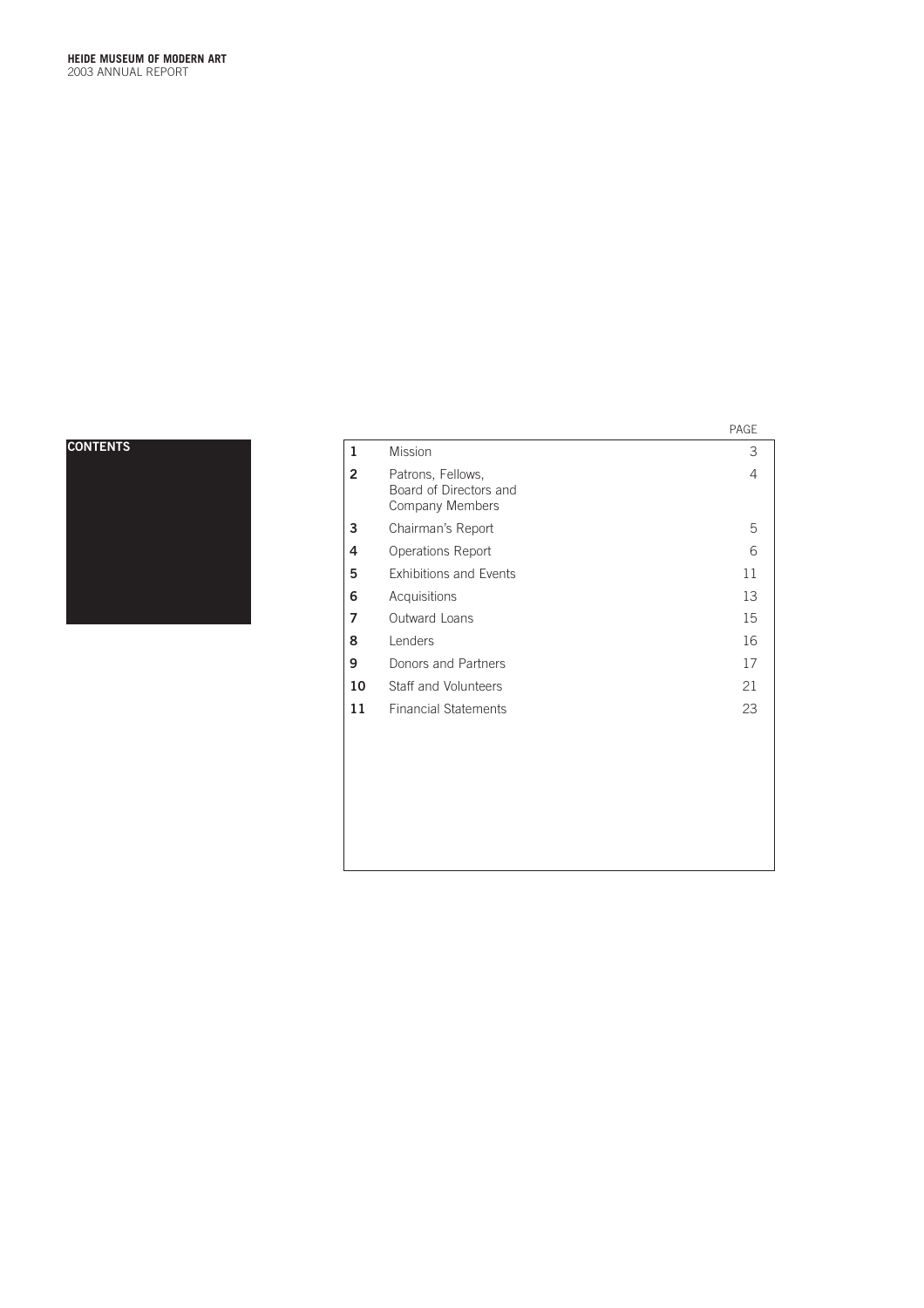# CONTENTS

| | | PAGE |
|---|---|---|
| **1** | Mission | 3 |
| **2** | Patrons, Fellows, Board of Directors and Company Members | 4 |
| **3** | Chairman's Report | 5 |
| **4** | Operations Report | 6 |
| **5** | Exhibitions and Events | 11 |
| **6** | Acquisitions | 13 |
| **7** | Outward Loans | 15 |
| **8** | Lenders | 16 |
| **9** | Donors and Partners | 17 |
| **10** | Staff and Volunteers | 21 |
| **11** | Financial Statements | 23 |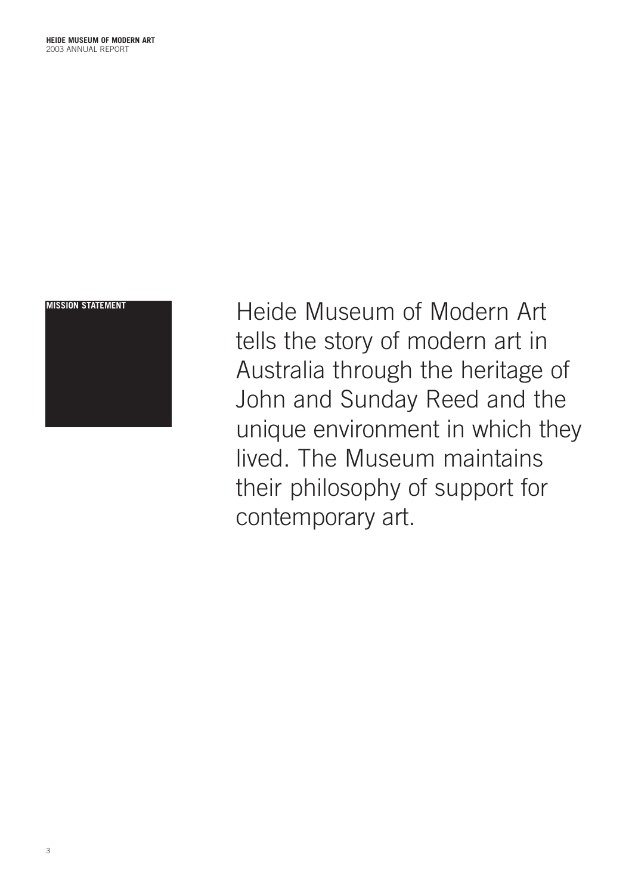## MISSION STATEMENT

Heide Museum of Modern Art tells the story of modern art in Australia through the heritage of John and Sunday Reed and the unique environment in which they lived. The Museum maintains their philosophy of support for contemporary art.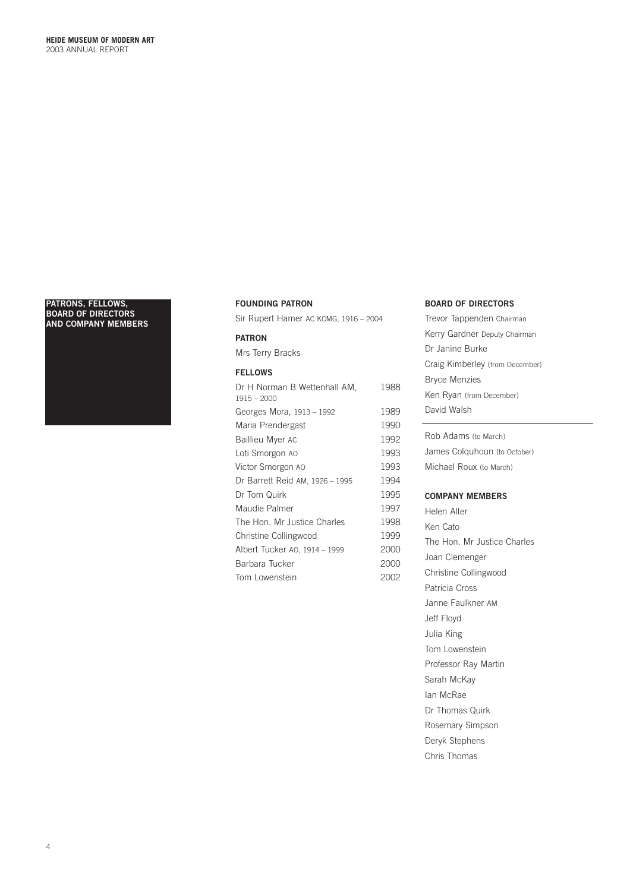## PATRONS, FELLOWS, BOARD OF DIRECTORS AND COMPANY MEMBERS

### FOUNDING PATRON

Sir Rupert Hamer AC KCMG, 1916 – 2004

### PATRON

Mrs Terry Bracks

### FELLOWS

| | |
|---|---|
| Dr H Norman B Wettenhall AM, 1915 – 2000 | 1988 |
| Georges Mora, 1913 – 1992 | 1989 |
| Maria Prendergast | 1990 |
| Baillieu Myer AC | 1992 |
| Loti Smorgon AO | 1993 |
| Victor Smorgon AO | 1993 |
| Dr Barrett Reid AM, 1926 – 1995 | 1994 |
| Dr Tom Quirk | 1995 |
| Maudie Palmer | 1997 |
| The Hon. Mr Justice Charles | 1998 |
| Christine Collingwood | 1999 |
| Albert Tucker AO, 1914 – 1999 | 2000 |
| Barbara Tucker | 2000 |
| Tom Lowenstein | 2002 |

### BOARD OF DIRECTORS

Trevor Tappenden Chairman
Kerry Gardner Deputy Chairman
Dr Janine Burke
Craig Kimberley (from December)
Bryce Menzies
Ken Ryan (from December)
David Walsh

---

Rob Adams (to March)
James Colquhoun (to October)
Michael Roux (to March)

### COMPANY MEMBERS

Helen Alter
Ken Cato
The Hon. Mr Justice Charles
Joan Clemenger
Christine Collingwood
Patricia Cross
Janne Faulkner AM
Jeff Floyd
Julia King
Tom Lowenstein
Professor Ray Martin
Sarah McKay
Ian McRae
Dr Thomas Quirk
Rosemary Simpson
Deryk Stephens
Chris Thomas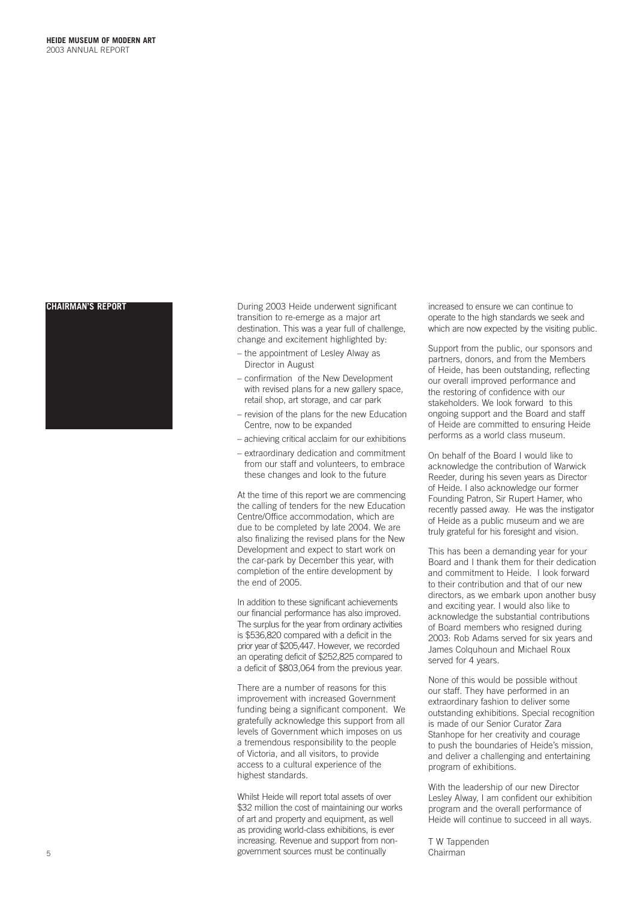## CHAIRMAN'S REPORT

During 2003 Heide underwent significant transition to re-emerge as a major art destination. This was a year full of challenge, change and excitement highlighted by:

- the appointment of Lesley Alway as Director in August
- confirmation of the New Development with revised plans for a new gallery space, retail shop, art storage, and car park
- revision of the plans for the new Education Centre, now to be expanded
- achieving critical acclaim for our exhibitions
- extraordinary dedication and commitment from our staff and volunteers, to embrace these changes and look to the future

At the time of this report we are commencing the calling of tenders for the new Education Centre/Office accommodation, which are due to be completed by late 2004. We are also finalizing the revised plans for the New Development and expect to start work on the car-park by December this year, with completion of the entire development by the end of 2005.

In addition to these significant achievements our financial performance has also improved. The surplus for the year from ordinary activities is $536,820 compared with a deficit in the prior year of $205,447. However, we recorded an operating deficit of $252,825 compared to a deficit of $803,064 from the previous year.

There are a number of reasons for this improvement with increased Government funding being a significant component. We gratefully acknowledge this support from all levels of Government which imposes on us a tremendous responsibility to the people of Victoria, and all visitors, to provide access to a cultural experience of the highest standards.

Whilst Heide will report total assets of over $32 million the cost of maintaining our works of art and property and equipment, as well as providing world-class exhibitions, is ever increasing. Revenue and support from non-government sources must be continually increased to ensure we can continue to operate to the high standards we seek and which are now expected by the visiting public.

Support from the public, our sponsors and partners, donors, and from the Members of Heide, has been outstanding, reflecting our overall improved performance and the restoring of confidence with our stakeholders. We look forward to this ongoing support and the Board and staff of Heide are committed to ensuring Heide performs as a world class museum.

On behalf of the Board I would like to acknowledge the contribution of Warwick Reeder, during his seven years as Director of Heide. I also acknowledge our former Founding Patron, Sir Rupert Hamer, who recently passed away. He was the instigator of Heide as a public museum and we are truly grateful for his foresight and vision.

This has been a demanding year for your Board and I thank them for their dedication and commitment to Heide. I look forward to their contribution and that of our new directors, as we embark upon another busy and exciting year. I would also like to acknowledge the substantial contributions of Board members who resigned during 2003: Rob Adams served for six years and James Colquhoun and Michael Roux served for 4 years.

None of this would be possible without our staff. They have performed in an extraordinary fashion to deliver some outstanding exhibitions. Special recognition is made of our Senior Curator Zara Stanhope for her creativity and courage to push the boundaries of Heide's mission, and deliver a challenging and entertaining program of exhibitions.

With the leadership of our new Director Lesley Alway, I am confident our exhibition program and the overall performance of Heide will continue to succeed in all ways.

T W Tappenden
Chairman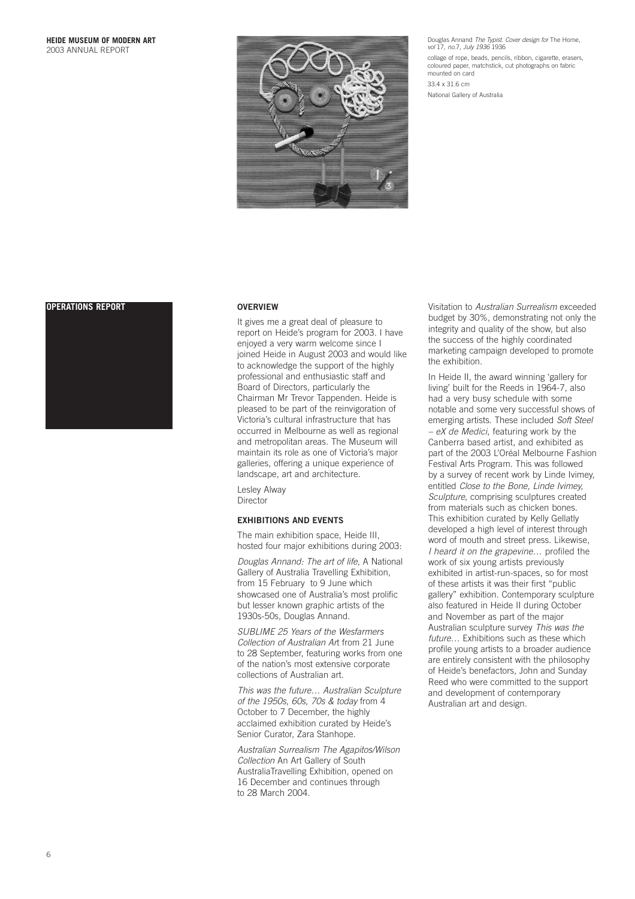Douglas Annand *The Typist. Cover design for* The Home, *vol* 17, *no*.7, *July 1936* 1936

collage of rope, beads, pencils, ribbon, cigarette, erasers, coloured paper, matchstick, cut photographs on fabric mounted on card

33.4 x 31.6 cm

National Gallery of Australia

# OPERATIONS REPORT

## OVERVIEW

It gives me a great deal of pleasure to report on Heide's program for 2003. I have enjoyed a very warm welcome since I joined Heide in August 2003 and would like to acknowledge the support of the highly professional and enthusiastic staff and Board of Directors, particularly the Chairman Mr Trevor Tappenden. Heide is pleased to be part of the reinvigoration of Victoria's cultural infrastructure that has occurred in Melbourne as well as regional and metropolitan areas. The Museum will maintain its role as one of Victoria's major galleries, offering a unique experience of landscape, art and architecture.

Lesley Alway
Director

## EXHIBITIONS AND EVENTS

The main exhibition space, Heide III, hosted four major exhibitions during 2003:

*Douglas Annand: The art of life,* A National Gallery of Australia Travelling Exhibition, from 15 February to 9 June which showcased one of Australia's most prolific but lesser known graphic artists of the 1930s-50s, Douglas Annand.

*SUBLIME 25 Years of the Wesfarmers Collection of Australian Ar*t from 21 June to 28 September, featuring works from one of the nation's most extensive corporate collections of Australian art.

*This was the future… Australian Sculpture of the 1950s, 60s, 70s & today* from 4 October to 7 December, the highly acclaimed exhibition curated by Heide's Senior Curator, Zara Stanhope.

*Australian Surrealism The Agapitos/Wilson Collection* An Art Gallery of South AustraliaTravelling Exhibition, opened on 16 December and continues through to 28 March 2004.

Visitation to *Australian Surrealism* exceeded budget by 30%, demonstrating not only the integrity and quality of the show, but also the success of the highly coordinated marketing campaign developed to promote the exhibition.

In Heide II, the award winning 'gallery for living' built for the Reeds in 1964-7, also had a very busy schedule with some notable and some very successful shows of emerging artists. These included *Soft Steel – eX de Medici*, featuring work by the Canberra based artist, and exhibited as part of the 2003 L'Oréal Melbourne Fashion Festival Arts Program. This was followed by a survey of recent work by Linde Ivimey, entitled *Close to the Bone, Linde Ivimey, Sculpture,* comprising sculptures created from materials such as chicken bones. This exhibition curated by Kelly Gellatly developed a high level of interest through word of mouth and street press. Likewise, *I heard it on the grapevine…* profiled the work of six young artists previously exhibited in artist-run-spaces, so for most of these artists it was their first "public gallery" exhibition. Contemporary sculpture also featured in Heide II during October and November as part of the major Australian sculpture survey *This was the future…* Exhibitions such as these which profile young artists to a broader audience are entirely consistent with the philosophy of Heide's benefactors, John and Sunday Reed who were committed to the support and development of contemporary Australian art and design.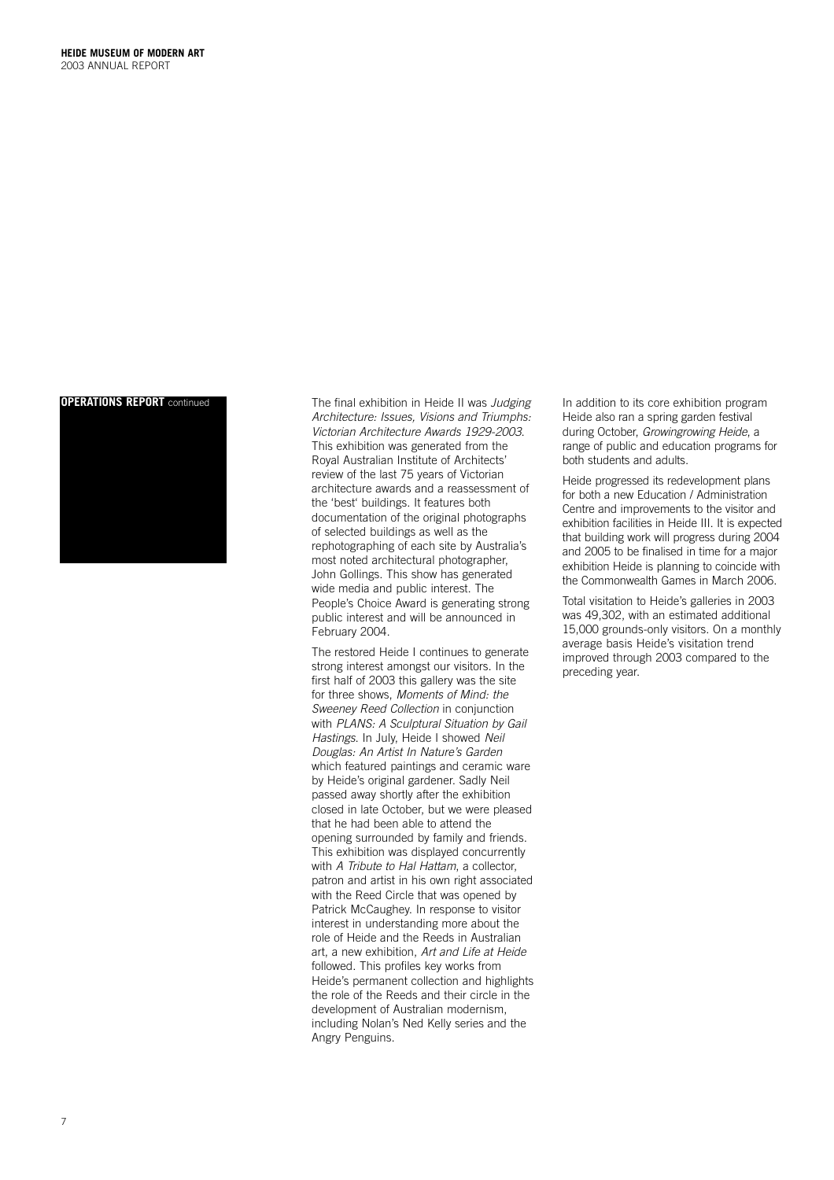## OPERATIONS REPORT continued

The final exhibition in Heide II was *Judging Architecture: Issues, Visions and Triumphs: Victorian Architecture Awards 1929-2003*. This exhibition was generated from the Royal Australian Institute of Architects' review of the last 75 years of Victorian architecture awards and a reassessment of the 'best' buildings. It features both documentation of the original photographs of selected buildings as well as the rephotographing of each site by Australia's most noted architectural photographer, John Gollings. This show has generated wide media and public interest. The People's Choice Award is generating strong public interest and will be announced in February 2004.

The restored Heide I continues to generate strong interest amongst our visitors. In the first half of 2003 this gallery was the site for three shows, *Moments of Mind: the Sweeney Reed Collection* in conjunction with *PLANS: A Sculptural Situation by Gail Hastings*. In July, Heide I showed *Neil Douglas: An Artist In Nature's Garden* which featured paintings and ceramic ware by Heide's original gardener. Sadly Neil passed away shortly after the exhibition closed in late October, but we were pleased that he had been able to attend the opening surrounded by family and friends. This exhibition was displayed concurrently with *A Tribute to Hal Hattam*, a collector, patron and artist in his own right associated with the Reed Circle that was opened by Patrick McCaughey. In response to visitor interest in understanding more about the role of Heide and the Reeds in Australian art, a new exhibition, *Art and Life at Heide* followed. This profiles key works from Heide's permanent collection and highlights the role of the Reeds and their circle in the development of Australian modernism, including Nolan's Ned Kelly series and the Angry Penguins.

In addition to its core exhibition program Heide also ran a spring garden festival during October, *Growingrowing Heide*, a range of public and education programs for both students and adults.

Heide progressed its redevelopment plans for both a new Education / Administration Centre and improvements to the visitor and exhibition facilities in Heide III. It is expected that building work will progress during 2004 and 2005 to be finalised in time for a major exhibition Heide is planning to coincide with the Commonwealth Games in March 2006.

Total visitation to Heide's galleries in 2003 was 49,302, with an estimated additional 15,000 grounds-only visitors. On a monthly average basis Heide's visitation trend improved through 2003 compared to the preceding year.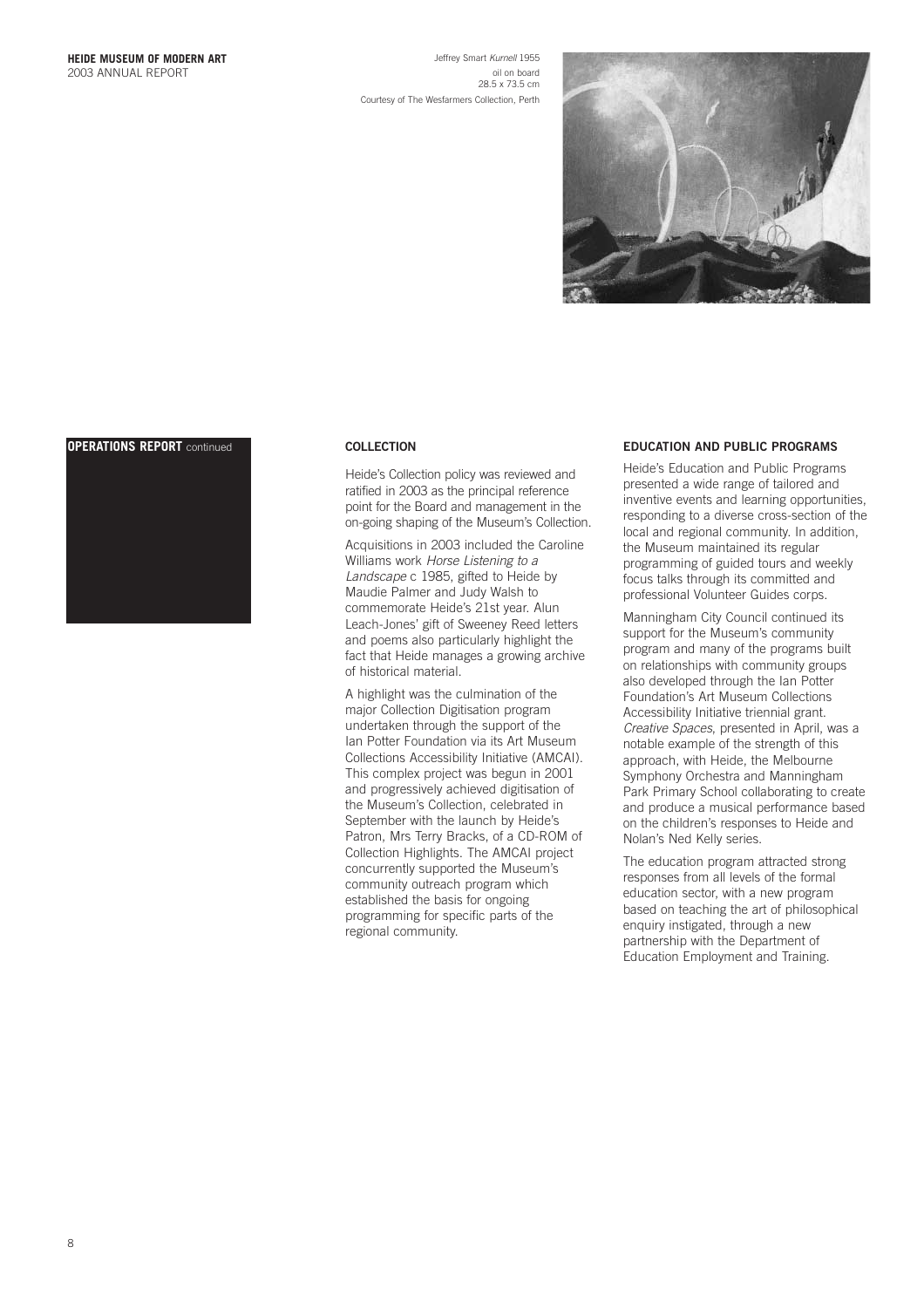Jeffrey Smart *Kurnell* 1955
oil on board
28.5 x 73.5 cm
Courtesy of The Wesfarmers Collection, Perth

**OPERATIONS REPORT** continued

## COLLECTION

Heide's Collection policy was reviewed and ratified in 2003 as the principal reference point for the Board and management in the on-going shaping of the Museum's Collection.

Acquisitions in 2003 included the Caroline Williams work *Horse Listening to a Landscape* c 1985, gifted to Heide by Maudie Palmer and Judy Walsh to commemorate Heide's 21st year. Alun Leach-Jones' gift of Sweeney Reed letters and poems also particularly highlight the fact that Heide manages a growing archive of historical material.

A highlight was the culmination of the major Collection Digitisation program undertaken through the support of the Ian Potter Foundation via its Art Museum Collections Accessibility Initiative (AMCAI). This complex project was begun in 2001 and progressively achieved digitisation of the Museum's Collection, celebrated in September with the launch by Heide's Patron, Mrs Terry Bracks, of a CD-ROM of Collection Highlights. The AMCAI project concurrently supported the Museum's community outreach program which established the basis for ongoing programming for specific parts of the regional community.

## EDUCATION AND PUBLIC PROGRAMS

Heide's Education and Public Programs presented a wide range of tailored and inventive events and learning opportunities, responding to a diverse cross-section of the local and regional community. In addition, the Museum maintained its regular programming of guided tours and weekly focus talks through its committed and professional Volunteer Guides corps.

Manningham City Council continued its support for the Museum's community program and many of the programs built on relationships with community groups also developed through the Ian Potter Foundation's Art Museum Collections Accessibility Initiative triennial grant. *Creative Spaces*, presented in April, was a notable example of the strength of this approach, with Heide, the Melbourne Symphony Orchestra and Manningham Park Primary School collaborating to create and produce a musical performance based on the children's responses to Heide and Nolan's Ned Kelly series.

The education program attracted strong responses from all levels of the formal education sector, with a new program based on teaching the art of philosophical enquiry instigated, through a new partnership with the Department of Education Employment and Training.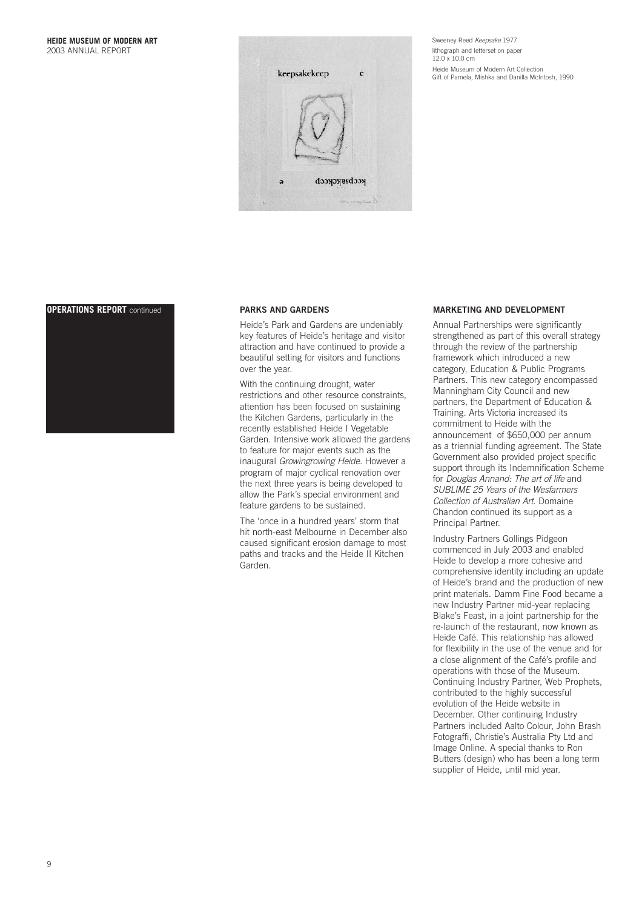Sweeney Reed *Keepsake* 1977
lithograph and letterset on paper
12.0 x 10.0 cm
Heide Museum of Modern Art Collection
Gift of Pamela, Mishka and Danilla McIntosh, 1990

**OPERATIONS REPORT** continued

## PARKS AND GARDENS

Heide's Park and Gardens are undeniably key features of Heide's heritage and visitor attraction and have continued to provide a beautiful setting for visitors and functions over the year.

With the continuing drought, water restrictions and other resource constraints, attention has been focused on sustaining the Kitchen Gardens, particularly in the recently established Heide I Vegetable Garden. Intensive work allowed the gardens to feature for major events such as the inaugural *Growingrowing Heide*. However a program of major cyclical renovation over the next three years is being developed to allow the Park's special environment and feature gardens to be sustained.

The 'once in a hundred years' storm that hit north-east Melbourne in December also caused significant erosion damage to most paths and tracks and the Heide II Kitchen Garden.

## MARKETING AND DEVELOPMENT

Annual Partnerships were significantly strengthened as part of this overall strategy through the review of the partnership framework which introduced a new category, Education & Public Programs Partners. This new category encompassed Manningham City Council and new partners, the Department of Education & Training. Arts Victoria increased its commitment to Heide with the announcement of $650,000 per annum as a triennial funding agreement. The State Government also provided project specific support through its Indemnification Scheme for *Douglas Annand: The art of life* and *SUBLIME 25 Years of the Wesfarmers Collection of Australian Art*. Domaine Chandon continued its support as a Principal Partner.

Industry Partners Gollings Pidgeon commenced in July 2003 and enabled Heide to develop a more cohesive and comprehensive identity including an update of Heide's brand and the production of new print materials. Damm Fine Food became a new Industry Partner mid-year replacing Blake's Feast, in a joint partnership for the re-launch of the restaurant, now known as Heide Café. This relationship has allowed for flexibility in the use of the venue and for a close alignment of the Café's profile and operations with those of the Museum. Continuing Industry Partner, Web Prophets, contributed to the highly successful evolution of the Heide website in December. Other continuing Industry Partners included Aalto Colour, John Brash Fotograffi, Christie's Australia Pty Ltd and Image Online. A special thanks to Ron Butters (design) who has been a long term supplier of Heide, until mid year.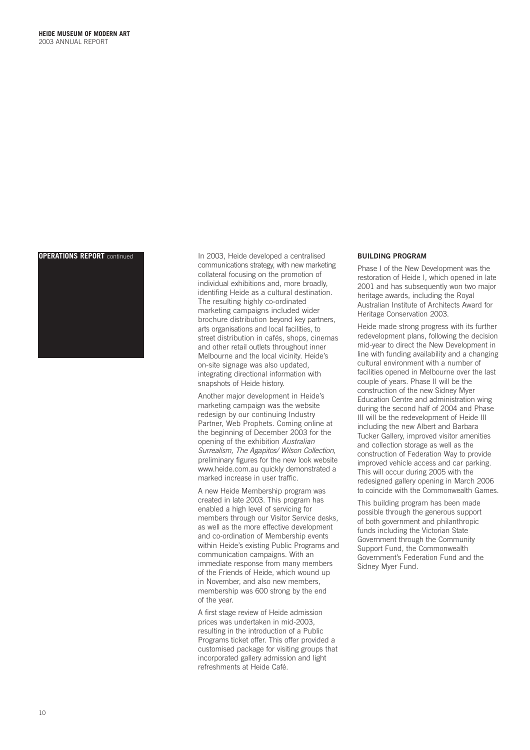## OPERATIONS REPORT continued

In 2003, Heide developed a centralised communications strategy, with new marketing collateral focusing on the promotion of individual exhibitions and, more broadly, identifing Heide as a cultural destination. The resulting highly co-ordinated marketing campaigns included wider brochure distribution beyond key partners, arts organisations and local facilities, to street distribution in cafés, shops, cinemas and other retail outlets throughout inner Melbourne and the local vicinity. Heide's on-site signage was also updated, integrating directional information with snapshots of Heide history.

Another major development in Heide's marketing campaign was the website redesign by our continuing Industry Partner, Web Prophets. Coming online at the beginning of December 2003 for the opening of the exhibition *Australian Surrealism, The Agapitos/ Wilson Collection*, preliminary figures for the new look website www.heide.com.au quickly demonstrated a marked increase in user traffic.

A new Heide Membership program was created in late 2003. This program has enabled a high level of servicing for members through our Visitor Service desks, as well as the more effective development and co-ordination of Membership events within Heide's existing Public Programs and communication campaigns. With an immediate response from many members of the Friends of Heide, which wound up in November, and also new members, membership was 600 strong by the end of the year.

A first stage review of Heide admission prices was undertaken in mid-2003, resulting in the introduction of a Public Programs ticket offer. This offer provided a customised package for visiting groups that incorporated gallery admission and light refreshments at Heide Café.

### BUILDING PROGRAM

Phase I of the New Development was the restoration of Heide I, which opened in late 2001 and has subsequently won two major heritage awards, including the Royal Australian Institute of Architects Award for Heritage Conservation 2003.

Heide made strong progress with its further redevelopment plans, following the decision mid-year to direct the New Development in line with funding availability and a changing cultural environment with a number of facilities opened in Melbourne over the last couple of years. Phase II will be the construction of the new Sidney Myer Education Centre and administration wing during the second half of 2004 and Phase III will be the redevelopment of Heide III including the new Albert and Barbara Tucker Gallery, improved visitor amenities and collection storage as well as the construction of Federation Way to provide improved vehicle access and car parking. This will occur during 2005 with the redesigned gallery opening in March 2006 to coincide with the Commonwealth Games.

This building program has been made possible through the generous support of both government and philanthropic funds including the Victorian State Government through the Community Support Fund, the Commonwealth Government's Federation Fund and the Sidney Myer Fund.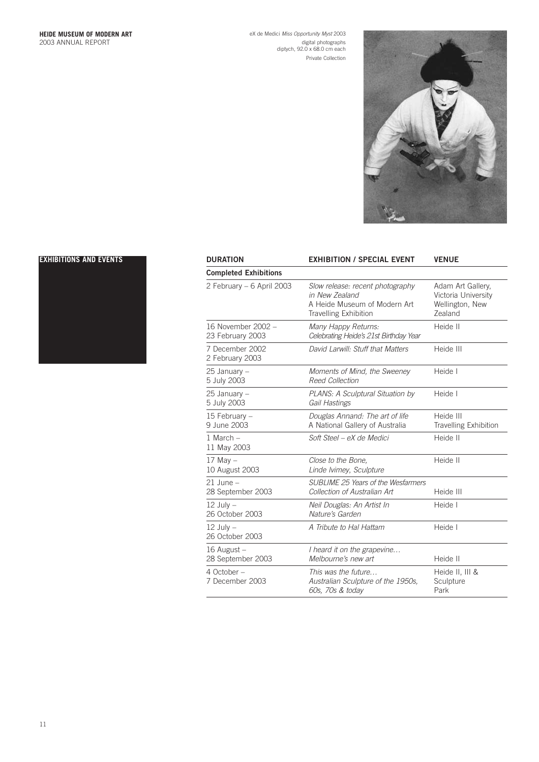eX de Medici *Miss Opportunity Myst* 2003
digital photographs
diptych, 92.0 x 68.0 cm each
Private Collection

## EXHIBITIONS AND EVENTS

| DURATION | EXHIBITION / SPECIAL EVENT | VENUE |
|---|---|---|
| **Completed Exhibitions** | | |
| 2 February – 6 April 2003 | *Slow release: recent photography in New Zealand* A Heide Museum of Modern Art Travelling Exhibition | Adam Art Gallery, Victoria University Wellington, New Zealand |
| 16 November 2002 – 23 February 2003 | *Many Happy Returns: Celebrating Heide's 21st Birthday Year* | Heide II |
| 7 December 2002 2 February 2003 | *David Larwill: Stuff that Matters* | Heide III |
| 25 January – 5 July 2003 | *Moments of Mind, the Sweeney Reed Collection* | Heide I |
| 25 January – 5 July 2003 | *PLANS: A Sculptural Situation by Gail Hastings* | Heide I |
| 15 February – 9 June 2003 | *Douglas Annand: The art of life* A National Gallery of Australia | Heide III Travelling Exhibition |
| 1 March – 11 May 2003 | *Soft Steel – eX de Medici* | Heide II |
| 17 May – 10 August 2003 | *Close to the Bone, Linde Ivimey, Sculpture* | Heide II |
| 21 June – 28 September 2003 | *SUBLIME 25 Years of the Wesfarmers Collection of Australian Art* | Heide III |
| 12 July – 26 October 2003 | *Neil Douglas: An Artist In Nature's Garden* | Heide I |
| 12 July – 26 October 2003 | *A Tribute to Hal Hattam* | Heide I |
| 16 August – 28 September 2003 | *I heard it on the grapevine… Melbourne's new art* | Heide II |
| 4 October – 7 December 2003 | *This was the future… Australian Sculpture of the 1950s, 60s, 70s & today* | Heide II, III & Sculpture Park |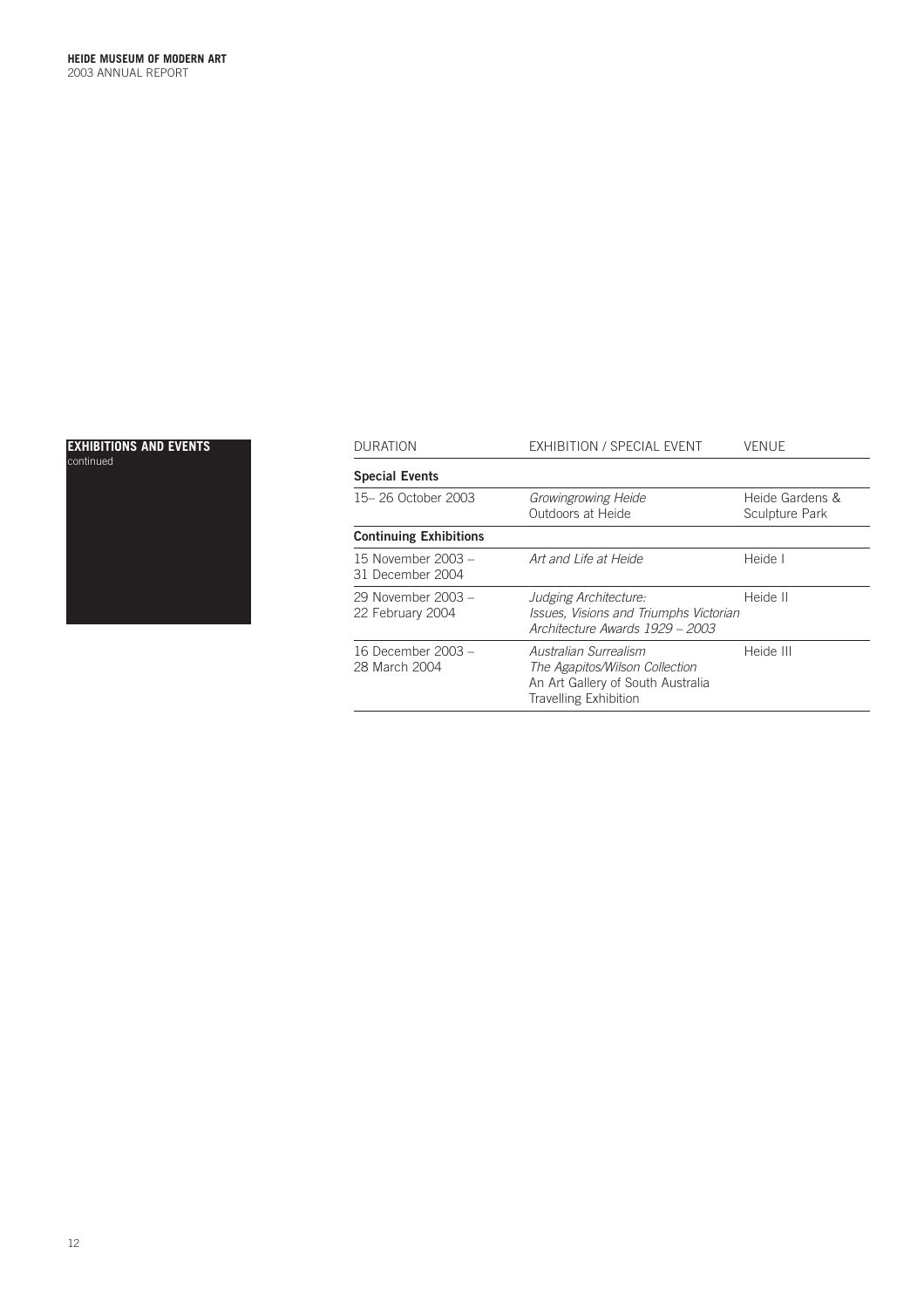## EXHIBITIONS AND EVENTS
continued

| DURATION | EXHIBITION / SPECIAL EVENT | VENUE |
|---|---|---|
| **Special Events** | | |
| 15– 26 October 2003 | *Growingrowing Heide* Outdoors at Heide | Heide Gardens & Sculpture Park |
| **Continuing Exhibitions** | | |
| 15 November 2003 – 31 December 2004 | *Art and Life at Heide* | Heide I |
| 29 November 2003 – 22 February 2004 | *Judging Architecture: Issues, Visions and Triumphs Victorian Architecture Awards 1929 – 2003* | Heide II |
| 16 December 2003 – 28 March 2004 | *Australian Surrealism The Agapitos/Wilson Collection* An Art Gallery of South Australia Travelling Exhibition | Heide III |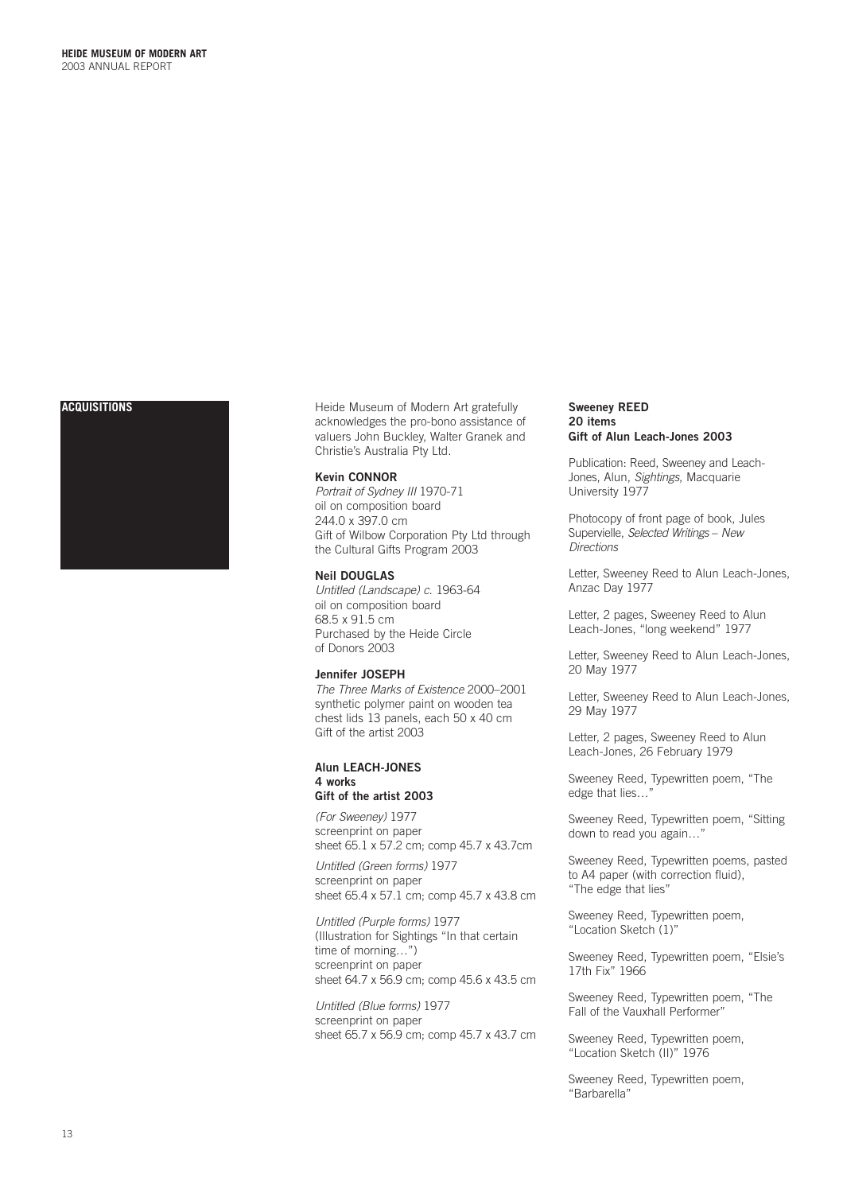## ACQUISITIONS

Heide Museum of Modern Art gratefully acknowledges the pro-bono assistance of valuers John Buckley, Walter Granek and Christie's Australia Pty Ltd.

**Kevin CONNOR**
*Portrait of Sydney III* 1970-71
oil on composition board
244.0 x 397.0 cm
Gift of Wilbow Corporation Pty Ltd through the Cultural Gifts Program 2003

**Neil DOUGLAS**
*Untitled (Landscape) c.* 1963-64
oil on composition board
68.5 x 91.5 cm
Purchased by the Heide Circle of Donors 2003

**Jennifer JOSEPH**
*The Three Marks of Existence* 2000–2001
synthetic polymer paint on wooden tea chest lids 13 panels, each 50 x 40 cm
Gift of the artist 2003

**Alun LEACH-JONES**
**4 works**
**Gift of the artist 2003**

*(For Sweeney)* 1977
screenprint on paper
sheet 65.1 x 57.2 cm; comp 45.7 x 43.7cm

*Untitled (Green forms)* 1977
screenprint on paper
sheet 65.4 x 57.1 cm; comp 45.7 x 43.8 cm

*Untitled (Purple forms)* 1977
(Illustration for Sightings "In that certain time of morning…")
screenprint on paper
sheet 64.7 x 56.9 cm; comp 45.6 x 43.5 cm

*Untitled (Blue forms)* 1977
screenprint on paper
sheet 65.7 x 56.9 cm; comp 45.7 x 43.7 cm

**Sweeney REED**
**20 items**
**Gift of Alun Leach-Jones 2003**

Publication: Reed, Sweeney and Leach-Jones, Alun, *Sightings*, Macquarie University 1977

Photocopy of front page of book, Jules Supervielle, *Selected Writings – New Directions*

Letter, Sweeney Reed to Alun Leach-Jones, Anzac Day 1977

Letter, 2 pages, Sweeney Reed to Alun Leach-Jones, "long weekend" 1977

Letter, Sweeney Reed to Alun Leach-Jones, 20 May 1977

Letter, Sweeney Reed to Alun Leach-Jones, 29 May 1977

Letter, 2 pages, Sweeney Reed to Alun Leach-Jones, 26 February 1979

Sweeney Reed, Typewritten poem, "The edge that lies…"

Sweeney Reed, Typewritten poem, "Sitting down to read you again…"

Sweeney Reed, Typewritten poems, pasted to A4 paper (with correction fluid), "The edge that lies"

Sweeney Reed, Typewritten poem, "Location Sketch (1)"

Sweeney Reed, Typewritten poem, "Elsie's 17th Fix" 1966

Sweeney Reed, Typewritten poem, "The Fall of the Vauxhall Performer"

Sweeney Reed, Typewritten poem, "Location Sketch (II)" 1976

Sweeney Reed, Typewritten poem, "Barbarella"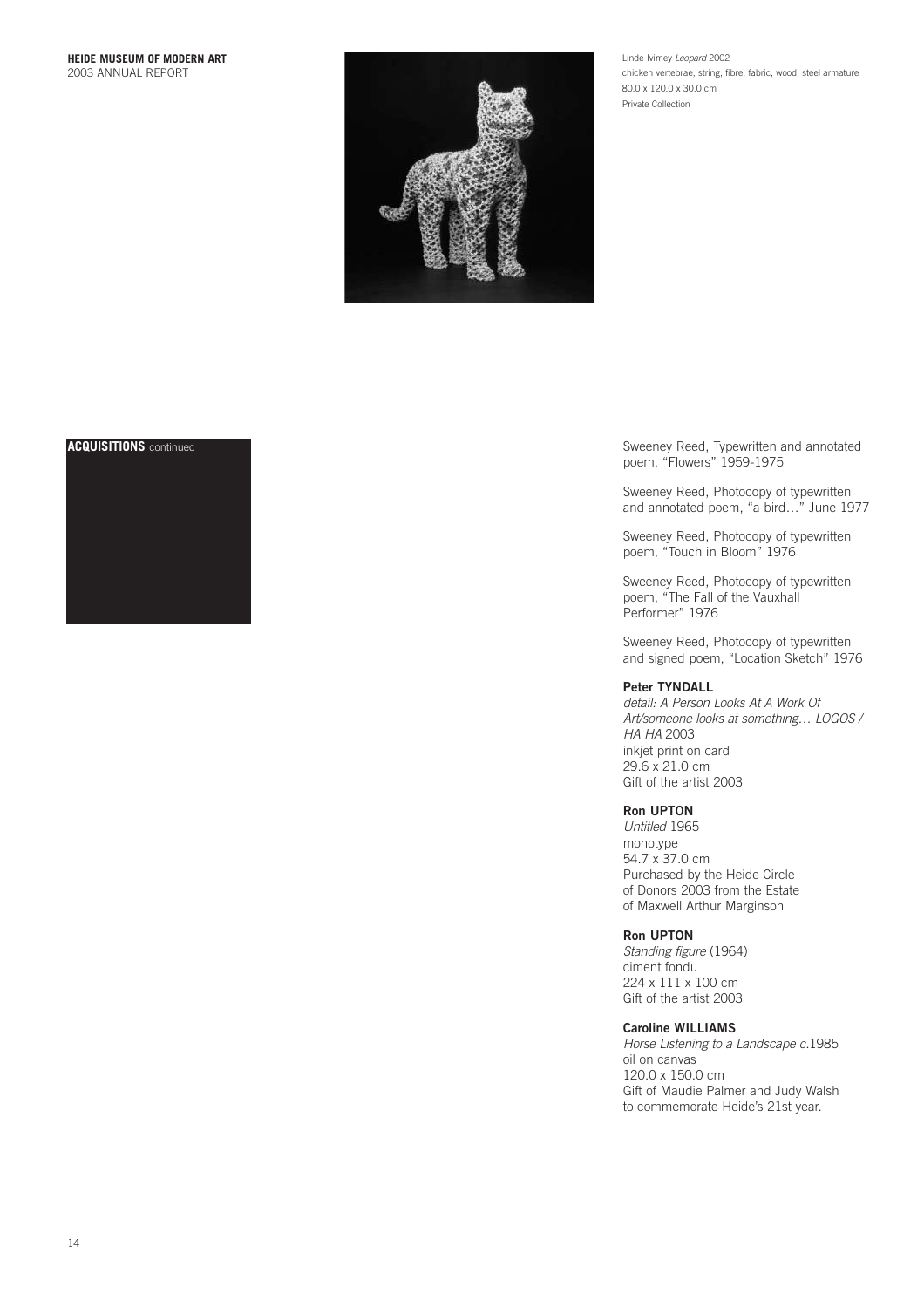Linde Ivimey *Leopard* 2002
chicken vertebrae, string, fibre, fabric, wood, steel armature
80.0 x 120.0 x 30.0 cm
Private Collection

**ACQUISITIONS** continued

Sweeney Reed, Typewritten and annotated poem, "Flowers" 1959-1975

Sweeney Reed, Photocopy of typewritten and annotated poem, "a bird…" June 1977

Sweeney Reed, Photocopy of typewritten poem, "Touch in Bloom" 1976

Sweeney Reed, Photocopy of typewritten poem, "The Fall of the Vauxhall Performer" 1976

Sweeney Reed, Photocopy of typewritten and signed poem, "Location Sketch" 1976

**Peter TYNDALL**
*detail: A Person Looks At A Work Of Art/someone looks at something… LOGOS / HA HA* 2003
inkjet print on card
29.6 x 21.0 cm
Gift of the artist 2003

**Ron UPTON**
*Untitled* 1965
monotype
54.7 x 37.0 cm
Purchased by the Heide Circle of Donors 2003 from the Estate of Maxwell Arthur Marginson

**Ron UPTON**
*Standing figure* (1964)
ciment fondu
224 x 111 x 100 cm
Gift of the artist 2003

**Caroline WILLIAMS**
*Horse Listening to a Landscape c.*1985
oil on canvas
120.0 x 150.0 cm
Gift of Maudie Palmer and Judy Walsh to commemorate Heide's 21st year.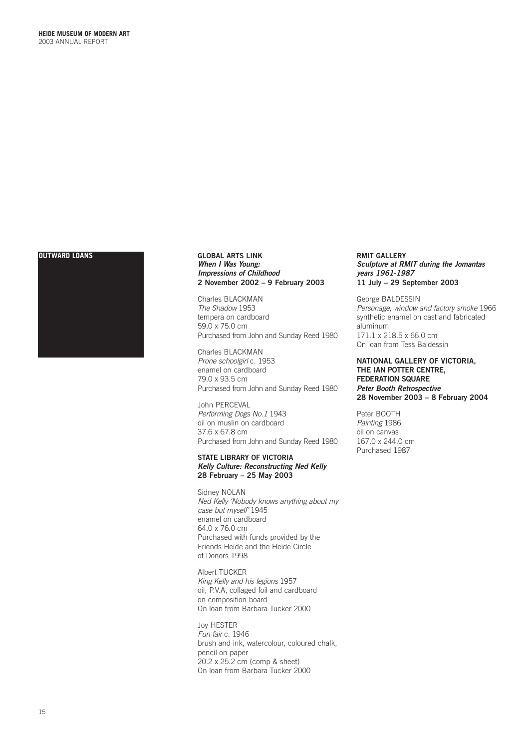## OUTWARD LOANS

### GLOBAL ARTS LINK
***When I Was Young: Impressions of Childhood***
**2 November 2002 – 9 February 2003**

Charles BLACKMAN
*The Shadow* 1953
tempera on cardboard
59.0 x 75.0 cm
Purchased from John and Sunday Reed 1980

Charles BLACKMAN
*Prone schoolgirl* c. 1953
enamel on cardboard
79.0 x 93.5 cm
Purchased from John and Sunday Reed 1980

John PERCEVAL
*Performing Dogs No.1* 1943
oil on muslin on cardboard
37.6 x 67.8 cm
Purchased from John and Sunday Reed 1980

### STATE LIBRARY OF VICTORIA
***Kelly Culture: Reconstructing Ned Kelly***
**28 February – 25 May 2003**

Sidney NOLAN
*Ned Kelly 'Nobody knows anything about my case but myself'* 1945
enamel on cardboard
64.0 x 76.0 cm
Purchased with funds provided by the Friends Heide and the Heide Circle of Donors 1998

Albert TUCKER
*King Kelly and his legions* 1957
oil, P.V.A, collaged foil and cardboard on composition board
On loan from Barbara Tucker 2000

Joy HESTER
*Fun fair* c. 1946
brush and ink, watercolour, coloured chalk, pencil on paper
20.2 x 25.2 cm (comp & sheet)
On loan from Barbara Tucker 2000

### RMIT GALLERY
***Sculpture at RMIT during the Jomantas years 1961-1987***
**11 July – 29 September 2003**

George BALDESSIN
*Personage, window and factory smoke* 1966
synthetic enamel on cast and fabricated aluminum
171.1 x 218.5 x 66.0 cm
On loan from Tess Baldessin

### NATIONAL GALLERY OF VICTORIA, THE IAN POTTER CENTRE, FEDERATION SQUARE
***Peter Booth Retrospective***
**28 November 2003 – 8 February 2004**

Peter BOOTH
*Painting* 1986
oil on canvas
167.0 x 244.0 cm
Purchased 1987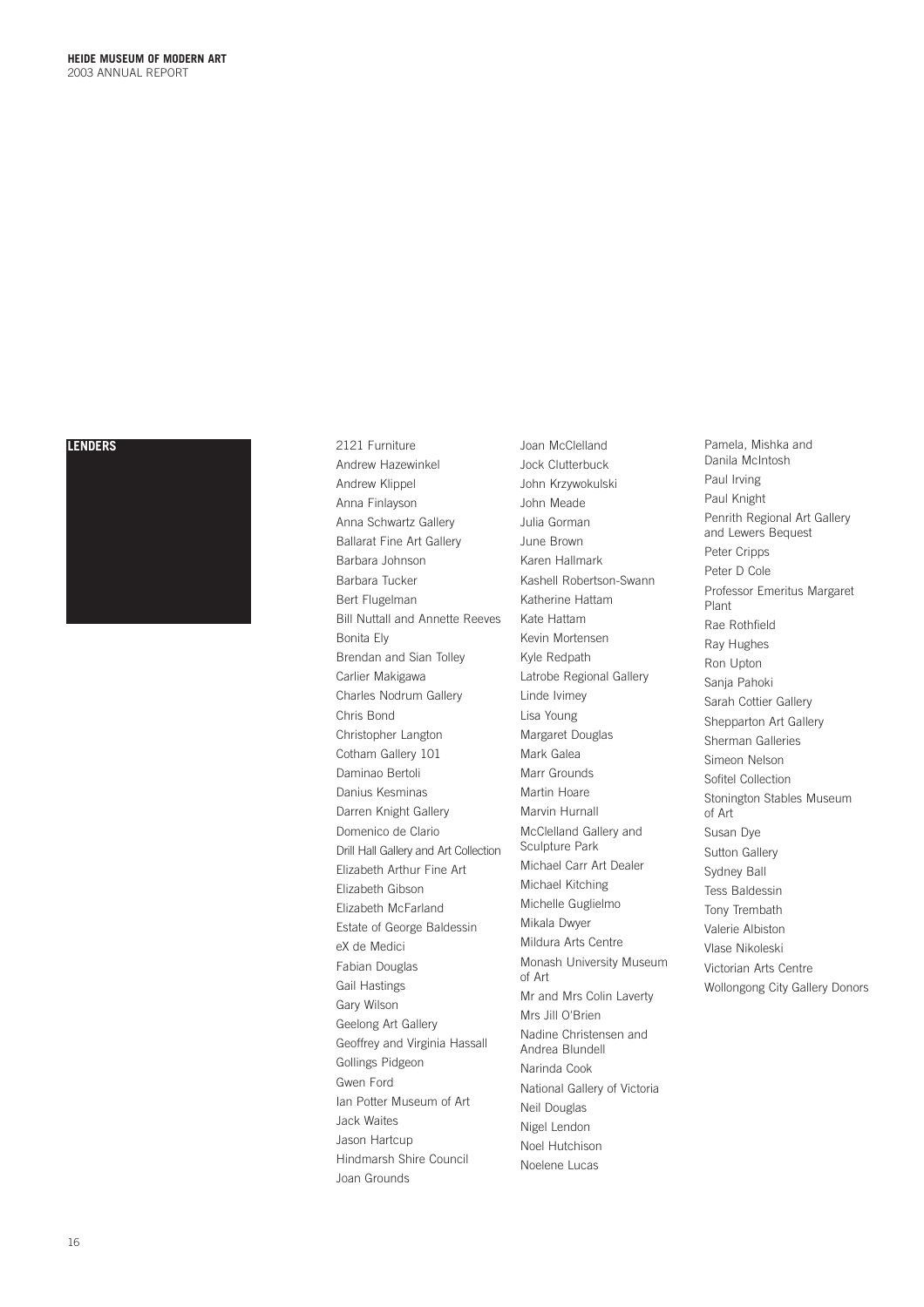## LENDERS

2121 Furniture
Andrew Hazewinkel
Andrew Klippel
Anna Finlayson
Anna Schwartz Gallery
Ballarat Fine Art Gallery
Barbara Johnson
Barbara Tucker
Bert Flugelman
Bill Nuttall and Annette Reeves
Bonita Ely
Brendan and Sian Tolley
Carlier Makigawa
Charles Nodrum Gallery
Chris Bond
Christopher Langton
Cotham Gallery 101
Daminao Bertoli
Danius Kesminas
Darren Knight Gallery
Domenico de Clario
Drill Hall Gallery and Art Collection
Elizabeth Arthur Fine Art
Elizabeth Gibson
Elizabeth McFarland
Estate of George Baldessin
eX de Medici
Fabian Douglas
Gail Hastings
Gary Wilson
Geelong Art Gallery
Geoffrey and Virginia Hassall
Gollings Pidgeon
Gwen Ford
Ian Potter Museum of Art
Jack Waites
Jason Hartcup
Hindmarsh Shire Council
Joan Grounds
Joan McClelland
Jock Clutterbuck
John Krzywokulski
John Meade
Julia Gorman
June Brown
Karen Hallmark
Kashell Robertson-Swann
Katherine Hattam
Kate Hattam
Kevin Mortensen
Kyle Redpath
Latrobe Regional Gallery
Linde Ivimey
Lisa Young
Margaret Douglas
Mark Galea
Marr Grounds
Martin Hoare
Marvin Hurnall
McClelland Gallery and Sculpture Park
Michael Carr Art Dealer
Michael Kitching
Michelle Guglielmo
Mikala Dwyer
Mildura Arts Centre
Monash University Museum of Art
Mr and Mrs Colin Laverty
Mrs Jill O'Brien
Nadine Christensen and Andrea Blundell
Narinda Cook
National Gallery of Victoria
Neil Douglas
Nigel Lendon
Noel Hutchison
Noelene Lucas
Pamela, Mishka and Danila McIntosh
Paul Irving
Paul Knight
Penrith Regional Art Gallery and Lewers Bequest
Peter Cripps
Peter D Cole
Professor Emeritus Margaret Plant
Rae Rothfield
Ray Hughes
Ron Upton
Sanja Pahoki
Sarah Cottier Gallery
Shepparton Art Gallery
Sherman Galleries
Simeon Nelson
Sofitel Collection
Stonington Stables Museum of Art
Susan Dye
Sutton Gallery
Sydney Ball
Tess Baldessin
Tony Trembath
Valerie Albiston
Vlase Nikoleski
Victorian Arts Centre
Wollongong City Gallery Donors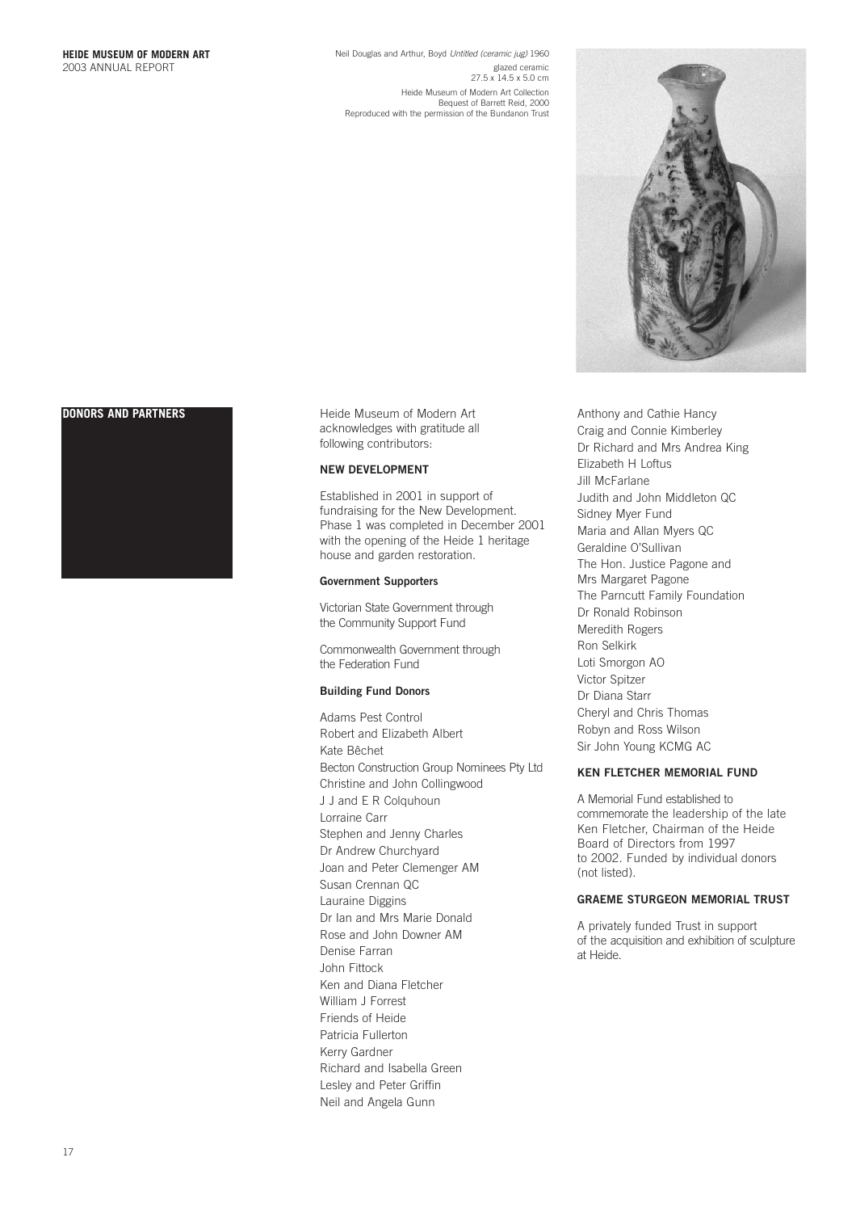Neil Douglas and Arthur, Boyd *Untitled (ceramic jug)* 1960
glazed ceramic
27.5 x 14.5 x 5.0 cm
Heide Museum of Modern Art Collection
Bequest of Barrett Reid, 2000
Reproduced with the permission of the Bundanon Trust

## DONORS AND PARTNERS

Heide Museum of Modern Art acknowledges with gratitude all following contributors:

### NEW DEVELOPMENT

Established in 2001 in support of fundraising for the New Development. Phase 1 was completed in December 2001 with the opening of the Heide 1 heritage house and garden restoration.

#### Government Supporters

Victorian State Government through the Community Support Fund

Commonwealth Government through the Federation Fund

#### Building Fund Donors

Adams Pest Control
Robert and Elizabeth Albert
Kate Bêchet
Becton Construction Group Nominees Pty Ltd
Christine and John Collingwood
J J and E R Colquhoun
Lorraine Carr
Stephen and Jenny Charles
Dr Andrew Churchyard
Joan and Peter Clemenger AM
Susan Crennan QC
Lauraine Diggins
Dr Ian and Mrs Marie Donald
Rose and John Downer AM
Denise Farran
John Fittock
Ken and Diana Fletcher
William J Forrest
Friends of Heide
Patricia Fullerton
Kerry Gardner
Richard and Isabella Green
Lesley and Peter Griffin
Neil and Angela Gunn
Anthony and Cathie Hancy
Craig and Connie Kimberley
Dr Richard and Mrs Andrea King
Elizabeth H Loftus
Jill McFarlane
Judith and John Middleton QC
Sidney Myer Fund
Maria and Allan Myers QC
Geraldine O'Sullivan
The Hon. Justice Pagone and Mrs Margaret Pagone
The Parncutt Family Foundation
Dr Ronald Robinson
Meredith Rogers
Ron Selkirk
Loti Smorgon AO
Victor Spitzer
Dr Diana Starr
Cheryl and Chris Thomas
Robyn and Ross Wilson
Sir John Young KCMG AC

### KEN FLETCHER MEMORIAL FUND

A Memorial Fund established to commemorate the leadership of the late Ken Fletcher, Chairman of the Heide Board of Directors from 1997 to 2002. Funded by individual donors (not listed).

### GRAEME STURGEON MEMORIAL TRUST

A privately funded Trust in support of the acquisition and exhibition of sculpture at Heide.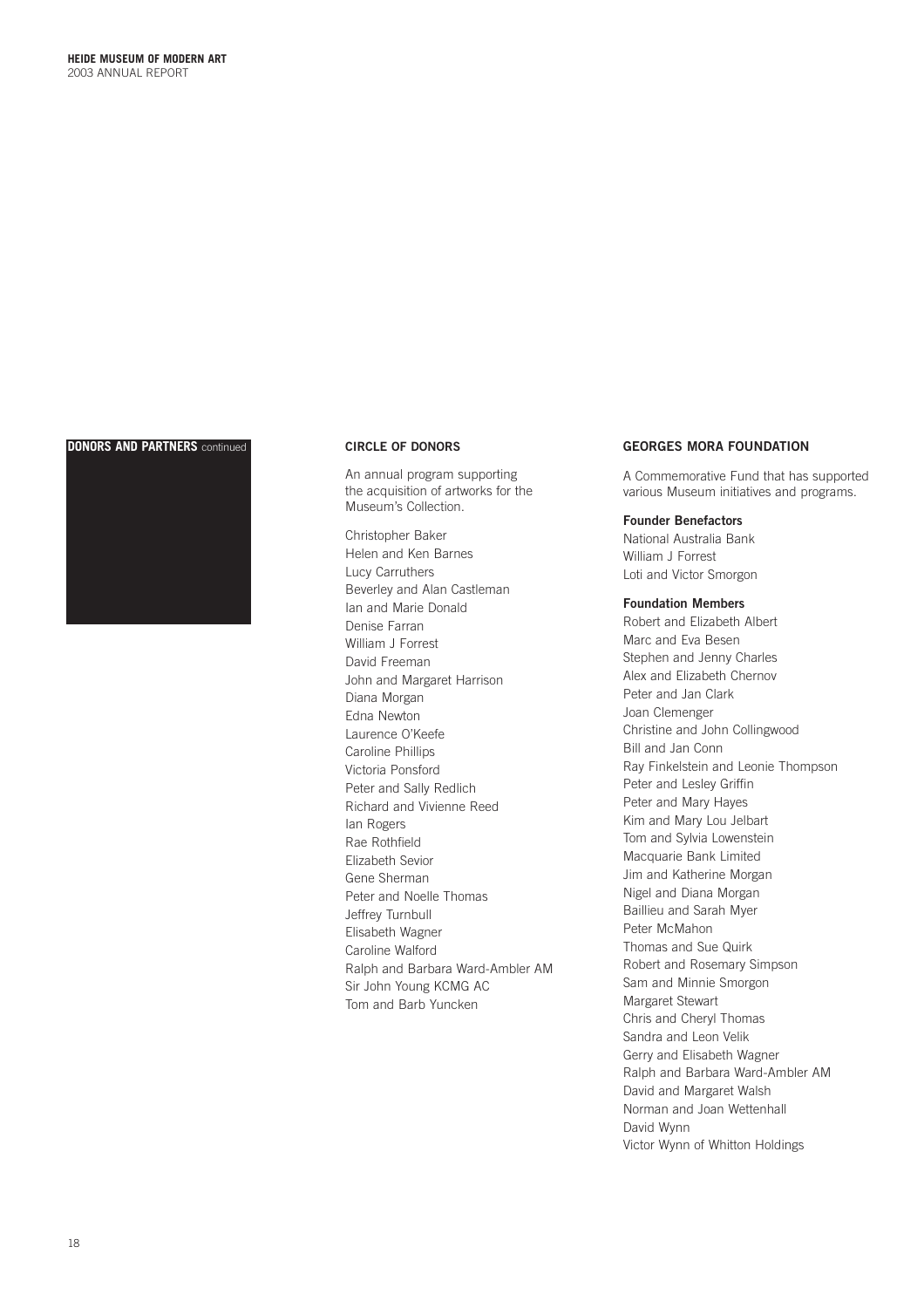## DONORS AND PARTNERS continued

### CIRCLE OF DONORS

An annual program supporting the acquisition of artworks for the Museum's Collection.

Christopher Baker
Helen and Ken Barnes
Lucy Carruthers
Beverley and Alan Castleman
Ian and Marie Donald
Denise Farran
William J Forrest
David Freeman
John and Margaret Harrison
Diana Morgan
Edna Newton
Laurence O'Keefe
Caroline Phillips
Victoria Ponsford
Peter and Sally Redlich
Richard and Vivienne Reed
Ian Rogers
Rae Rothfield
Elizabeth Sevior
Gene Sherman
Peter and Noelle Thomas
Jeffrey Turnbull
Elisabeth Wagner
Caroline Walford
Ralph and Barbara Ward-Ambler AM
Sir John Young KCMG AC
Tom and Barb Yuncken

### GEORGES MORA FOUNDATION

A Commemorative Fund that has supported various Museum initiatives and programs.

**Founder Benefactors**

National Australia Bank
William J Forrest
Loti and Victor Smorgon

**Foundation Members**

Robert and Elizabeth Albert
Marc and Eva Besen
Stephen and Jenny Charles
Alex and Elizabeth Chernov
Peter and Jan Clark
Joan Clemenger
Christine and John Collingwood
Bill and Jan Conn
Ray Finkelstein and Leonie Thompson
Peter and Lesley Griffin
Peter and Mary Hayes
Kim and Mary Lou Jelbart
Tom and Sylvia Lowenstein
Macquarie Bank Limited
Jim and Katherine Morgan
Nigel and Diana Morgan
Baillieu and Sarah Myer
Peter McMahon
Thomas and Sue Quirk
Robert and Rosemary Simpson
Sam and Minnie Smorgon
Margaret Stewart
Chris and Cheryl Thomas
Sandra and Leon Velik
Gerry and Elisabeth Wagner
Ralph and Barbara Ward-Ambler AM
David and Margaret Walsh
Norman and Joan Wettenhall
David Wynn
Victor Wynn of Whitton Holdings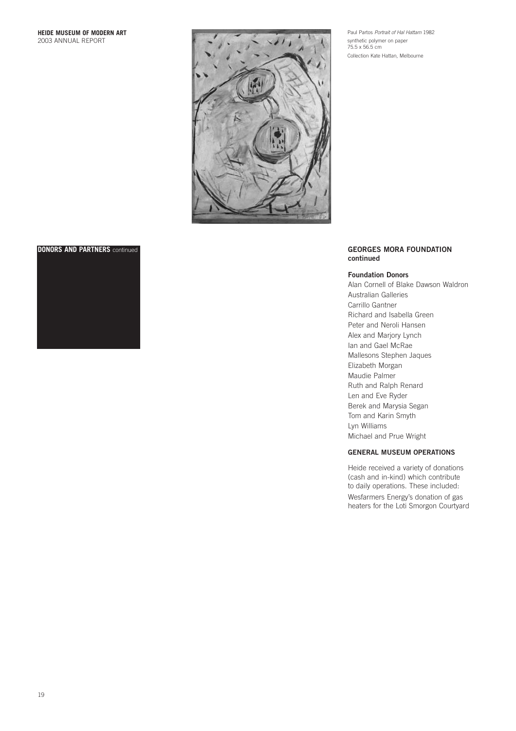Paul Partos *Portrait of Hal Hattam* 1982
synthetic polymer on paper
75.5 x 56.5 cm
Collection Kate Hattan, Melbourne

## DONORS AND PARTNERS continued

### GEORGES MORA FOUNDATION continued

**Foundation Donors**

Alan Cornell of Blake Dawson Waldron
Australian Galleries
Carrillo Gantner
Richard and Isabella Green
Peter and Neroli Hansen
Alex and Marjory Lynch
Ian and Gael McRae
Mallesons Stephen Jaques
Elizabeth Morgan
Maudie Palmer
Ruth and Ralph Renard
Len and Eve Ryder
Berek and Marysia Segan
Tom and Karin Smyth
Lyn Williams
Michael and Prue Wright

### GENERAL MUSEUM OPERATIONS

Heide received a variety of donations (cash and in-kind) which contribute to daily operations. These included:

Wesfarmers Energy's donation of gas heaters for the Loti Smorgon Courtyard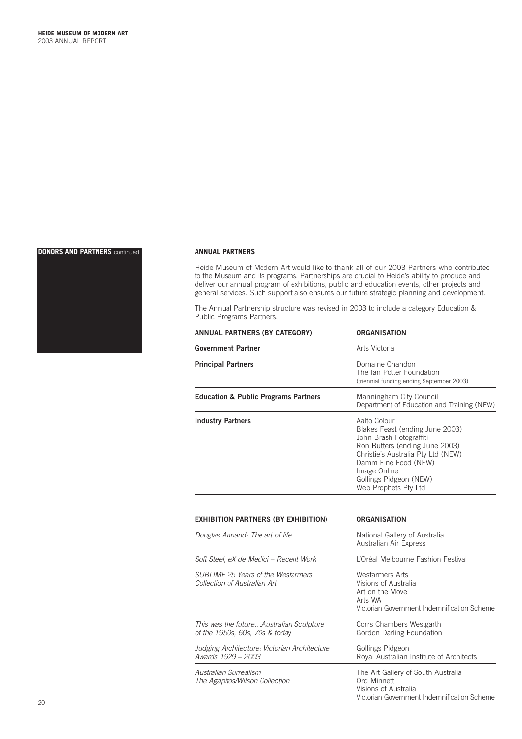## DONORS AND PARTNERS continued

### ANNUAL PARTNERS

Heide Museum of Modern Art would like to thank all of our 2003 Partners who contributed to the Museum and its programs. Partnerships are crucial to Heide's ability to produce and deliver our annual program of exhibitions, public and education events, other projects and general services. Such support also ensures our future strategic planning and development.

The Annual Partnership structure was revised in 2003 to include a category Education & Public Programs Partners.

| ANNUAL PARTNERS (BY CATEGORY) | ORGANISATION |
|---|---|
| **Government Partner** | Arts Victoria |
| **Principal Partners** | Domaine Chandon<br>The Ian Potter Foundation<br>(triennial funding ending September 2003) |
| **Education & Public Programs Partners** | Manningham City Council<br>Department of Education and Training (NEW) |
| **Industry Partners** | Aalto Colour<br>Blakes Feast (ending June 2003)<br>John Brash Fotograffiti<br>Ron Butters (ending June 2003)<br>Christie's Australia Pty Ltd (NEW)<br>Damm Fine Food (NEW)<br>Image Online<br>Gollings Pidgeon (NEW)<br>Web Prophets Pty Ltd |

| EXHIBITION PARTNERS (BY EXHIBITION) | ORGANISATION |
|---|---|
| *Douglas Annand: The art of life* | National Gallery of Australia<br>Australian Air Express |
| *Soft Steel, eX de Medici – Recent Work* | L'Oréal Melbourne Fashion Festival |
| *SUBLIME 25 Years of the Wesfarmers Collection of Australian Art* | Wesfarmers Arts<br>Visions of Australia<br>Art on the Move<br>Arts WA<br>Victorian Government Indemnification Scheme |
| *This was the future…Australian Sculpture of the 1950s, 60s, 70s & today* | Corrs Chambers Westgarth<br>Gordon Darling Foundation |
| *Judging Architecture: Victorian Architecture Awards 1929 – 2003* | Gollings Pidgeon<br>Royal Australian Institute of Architects |
| *Australian Surrealism The Agapitos/Wilson Collection* | The Art Gallery of South Australia<br>Ord Minnett<br>Visions of Australia<br>Victorian Government Indemnification Scheme |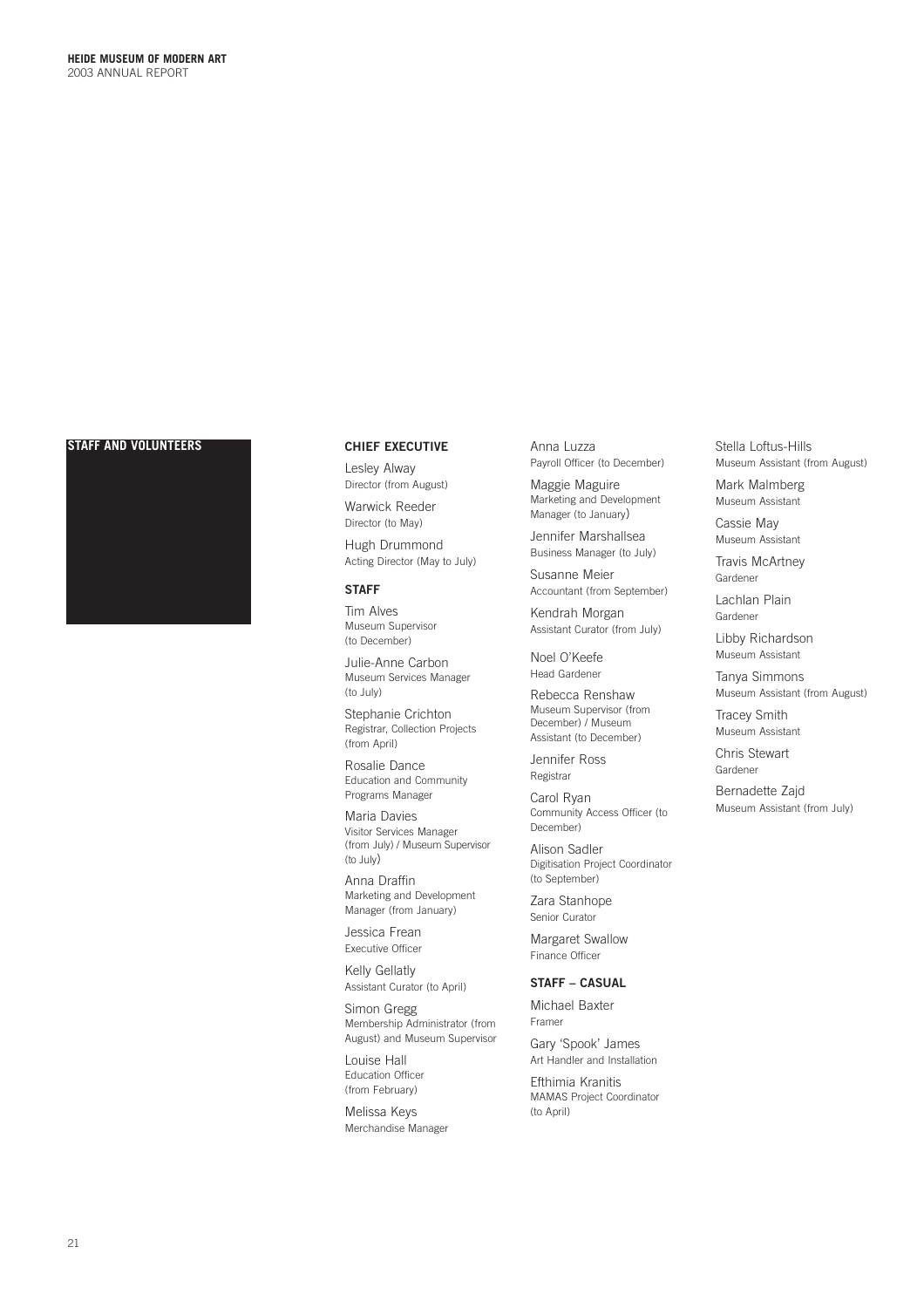## STAFF AND VOLUNTEERS

### CHIEF EXECUTIVE

Lesley Alway
Director (from August)

Warwick Reeder
Director (to May)

Hugh Drummond
Acting Director (May to July)

### STAFF

Tim Alves
Museum Supervisor (to December)

Julie-Anne Carbon
Museum Services Manager (to July)

Stephanie Crichton
Registrar, Collection Projects (from April)

Rosalie Dance
Education and Community Programs Manager

Maria Davies
Visitor Services Manager (from July) / Museum Supervisor (to July)

Anna Draffin
Marketing and Development Manager (from January)

Jessica Frean
Executive Officer

Kelly Gellatly
Assistant Curator (to April)

Simon Gregg
Membership Administrator (from August) and Museum Supervisor

Louise Hall
Education Officer (from February)

Melissa Keys
Merchandise Manager

Anna Luzza
Payroll Officer (to December)

Maggie Maguire
Marketing and Development Manager (to January)

Jennifer Marshallsea
Business Manager (to July)

Susanne Meier
Accountant (from September)

Kendrah Morgan
Assistant Curator (from July)

Noel O'Keefe
Head Gardener

Rebecca Renshaw
Museum Supervisor (from December) / Museum Assistant (to December)

Jennifer Ross
Registrar

Carol Ryan
Community Access Officer (to December)

Alison Sadler
Digitisation Project Coordinator (to September)

Zara Stanhope
Senior Curator

Margaret Swallow
Finance Officer

### STAFF – CASUAL

Michael Baxter
Framer

Gary 'Spook' James
Art Handler and Installation

Efthimia Kranitis
MAMAS Project Coordinator (to April)

Stella Loftus-Hills
Museum Assistant (from August)

Mark Malmberg
Museum Assistant

Cassie May
Museum Assistant

Travis McArtney
Gardener

Lachlan Plain
Gardener

Libby Richardson
Museum Assistant

Tanya Simmons
Museum Assistant (from August)

Tracey Smith
Museum Assistant

Chris Stewart
Gardener

Bernadette Zajd
Museum Assistant (from July)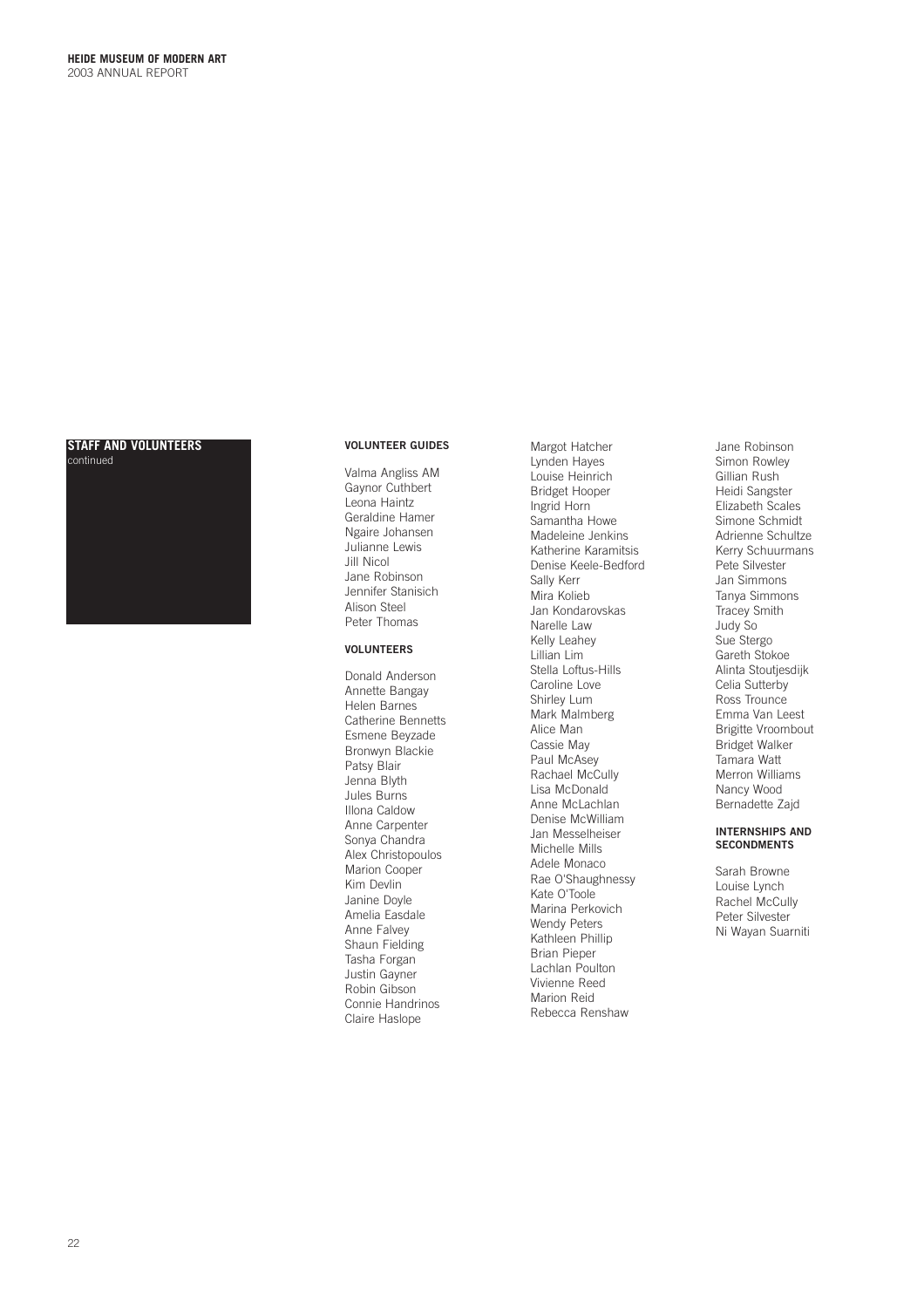## STAFF AND VOLUNTEERS

continued

### VOLUNTEER GUIDES

Valma Angliss AM
Gaynor Cuthbert
Leona Haintz
Geraldine Hamer
Ngaire Johansen
Julianne Lewis
Jill Nicol
Jane Robinson
Jennifer Stanisich
Alison Steel
Peter Thomas

### VOLUNTEERS

Donald Anderson
Annette Bangay
Helen Barnes
Catherine Bennetts
Esmene Beyzade
Bronwyn Blackie
Patsy Blair
Jenna Blyth
Jules Burns
Illona Caldow
Anne Carpenter
Sonya Chandra
Alex Christopoulos
Marion Cooper
Kim Devlin
Janine Doyle
Amelia Easdale
Anne Falvey
Shaun Fielding
Tasha Forgan
Justin Gayner
Robin Gibson
Connie Handrinos
Claire Haslope
Margot Hatcher
Lynden Hayes
Louise Heinrich
Bridget Hooper
Ingrid Horn
Samantha Howe
Madeleine Jenkins
Katherine Karamitsis
Denise Keele-Bedford
Sally Kerr
Mira Kolieb
Jan Kondarovskas
Narelle Law
Kelly Leahey
Lillian Lim
Stella Loftus-Hills
Caroline Love
Shirley Lum
Mark Malmberg
Alice Man
Cassie May
Paul McAsey
Rachael McCully
Lisa McDonald
Anne McLachlan
Denise McWilliam
Jan Messelheiser
Michelle Mills
Adele Monaco
Rae O'Shaughnessy
Kate O'Toole
Marina Perkovich
Wendy Peters
Kathleen Phillip
Brian Pieper
Lachlan Poulton
Vivienne Reed
Marion Reid
Rebecca Renshaw
Jane Robinson
Simon Rowley
Gillian Rush
Heidi Sangster
Elizabeth Scales
Simone Schmidt
Adrienne Schultze
Kerry Schuurmans
Pete Silvester
Jan Simmons
Tanya Simmons
Tracey Smith
Judy So
Sue Stergo
Gareth Stokoe
Alinta Stoutjesdijk
Celia Sutterby
Ross Trounce
Emma Van Leest
Brigitte Vroombout
Bridget Walker
Tamara Watt
Merron Williams
Nancy Wood
Bernadette Zajd

### INTERNSHIPS AND SECONDMENTS

Sarah Browne
Louise Lynch
Rachel McCully
Peter Silvester
Ni Wayan Suarniti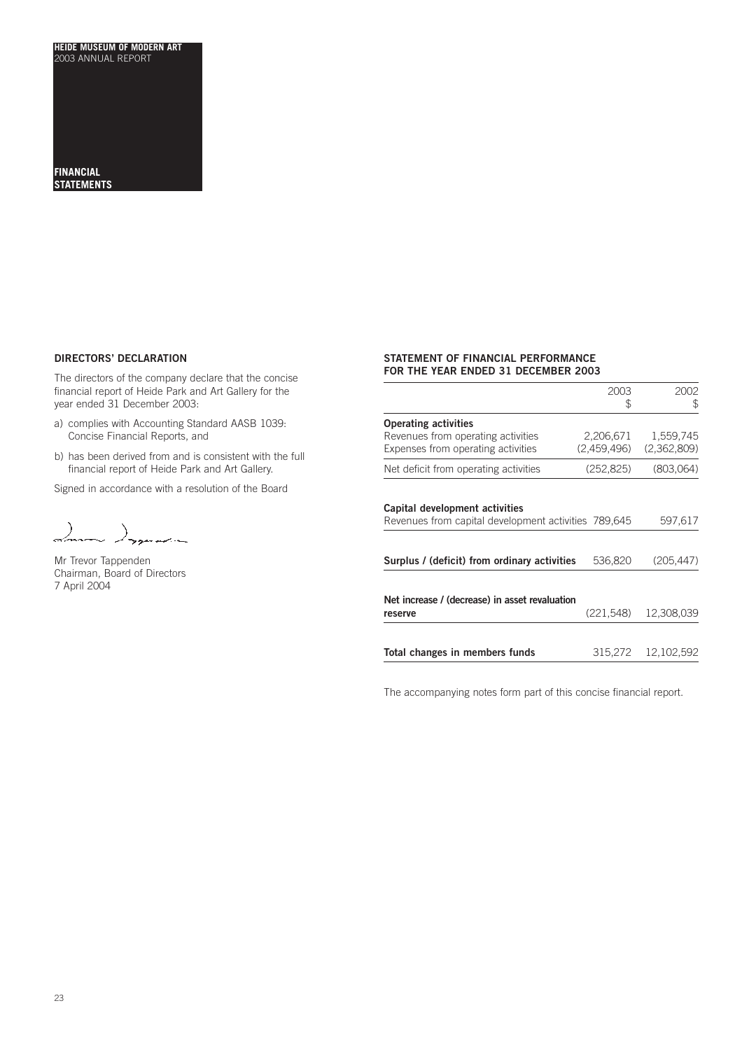**HEIDE MUSEUM OF MODERN ART**
2003 ANNUAL REPORT

**FINANCIAL STATEMENTS**

## DIRECTORS' DECLARATION

The directors of the company declare that the concise financial report of Heide Park and Art Gallery for the year ended 31 December 2003:

a) complies with Accounting Standard AASB 1039: Concise Financial Reports, and

b) has been derived from and is consistent with the full financial report of Heide Park and Art Gallery.

Signed in accordance with a resolution of the Board

Mr Trevor Tappenden
Chairman, Board of Directors
7 April 2004

## STATEMENT OF FINANCIAL PERFORMANCE FOR THE YEAR ENDED 31 DECEMBER 2003

| | 2003 $ | 2002 $ |
|---|---|---|
| **Operating activities** | | |
| Revenues from operating activities | 2,206,671 | 1,559,745 |
| Expenses from operating activities | (2,459,496) | (2,362,809) |
| Net deficit from operating activities | (252,825) | (803,064) |
| **Capital development activities** | | |
| Revenues from capital development activities | 789,645 | 597,617 |
| **Surplus / (deficit) from ordinary activities** | 536,820 | (205,447) |
| **Net increase / (decrease) in asset revaluation reserve** | (221,548) | 12,308,039 |
| **Total changes in members funds** | 315,272 | 12,102,592 |

The accompanying notes form part of this concise financial report.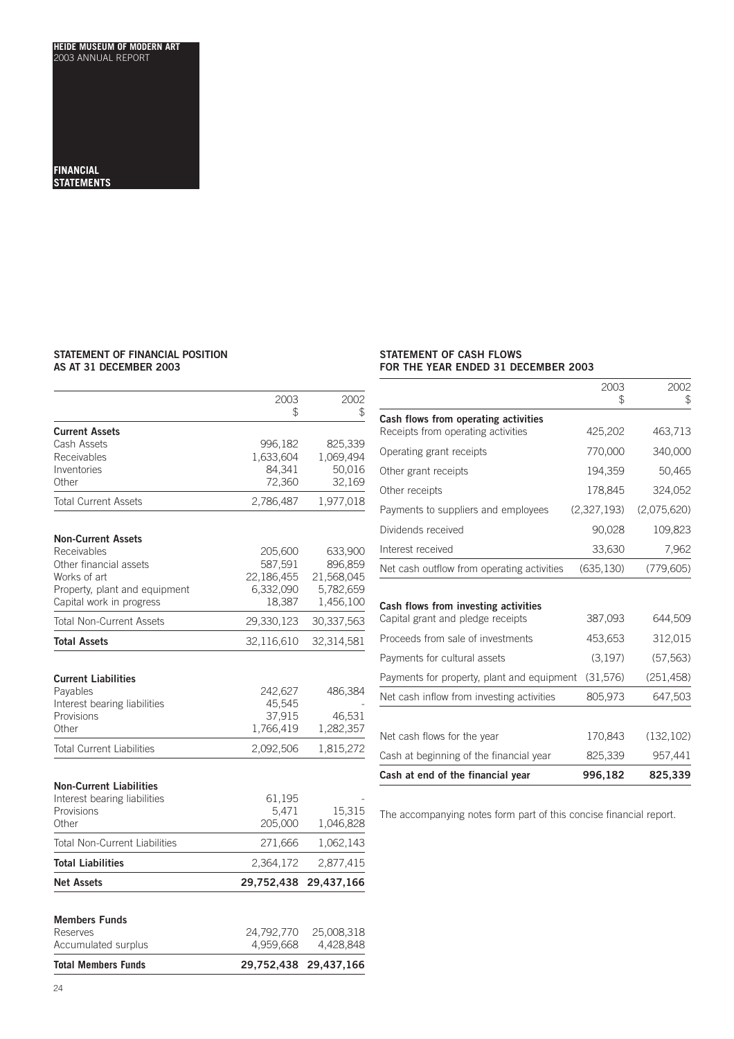**HEIDE MUSEUM OF MODERN ART**
2003 ANNUAL REPORT

**FINANCIAL STATEMENTS**

### STATEMENT OF FINANCIAL POSITION AS AT 31 DECEMBER 2003

| | 2003 $ | 2002 $ |
|---|---|---|
| **Current Assets** | | |
| Cash Assets | 996,182 | 825,339 |
| Receivables | 1,633,604 | 1,069,494 |
| Inventories | 84,341 | 50,016 |
| Other | 72,360 | 32,169 |
| Total Current Assets | 2,786,487 | 1,977,018 |
| **Non-Current Assets** | | |
| Receivables | 205,600 | 633,900 |
| Other financial assets | 587,591 | 896,859 |
| Works of art | 22,186,455 | 21,568,045 |
| Property, plant and equipment | 6,332,090 | 5,782,659 |
| Capital work in progress | 18,387 | 1,456,100 |
| Total Non-Current Assets | 29,330,123 | 30,337,563 |
| **Total Assets** | 32,116,610 | 32,314,581 |
| **Current Liabilities** | | |
| Payables | 242,627 | 486,384 |
| Interest bearing liabilities | 45,545 | - |
| Provisions | 37,915 | 46,531 |
| Other | 1,766,419 | 1,282,357 |
| Total Current Liabilities | 2,092,506 | 1,815,272 |
| **Non-Current Liabilities** | | |
| Interest bearing liabilities | 61,195 | - |
| Provisions | 5,471 | 15,315 |
| Other | 205,000 | 1,046,828 |
| Total Non-Current Liabilities | 271,666 | 1,062,143 |
| **Total Liabilities** | 2,364,172 | 2,877,415 |
| **Net Assets** | **29,752,438** | **29,437,166** |
| **Members Funds** | | |
| Reserves | 24,792,770 | 25,008,318 |
| Accumulated surplus | 4,959,668 | 4,428,848 |
| **Total Members Funds** | **29,752,438** | **29,437,166** |

### STATEMENT OF CASH FLOWS FOR THE YEAR ENDED 31 DECEMBER 2003

| | 2003 $ | 2002 $ |
|---|---|---|
| **Cash flows from operating activities** | | |
| Receipts from operating activities | 425,202 | 463,713 |
| Operating grant receipts | 770,000 | 340,000 |
| Other grant receipts | 194,359 | 50,465 |
| Other receipts | 178,845 | 324,052 |
| Payments to suppliers and employees | (2,327,193) | (2,075,620) |
| Dividends received | 90,028 | 109,823 |
| Interest received | 33,630 | 7,962 |
| Net cash outflow from operating activities | (635,130) | (779,605) |
| **Cash flows from investing activities** | | |
| Capital grant and pledge receipts | 387,093 | 644,509 |
| Proceeds from sale of investments | 453,653 | 312,015 |
| Payments for cultural assets | (3,197) | (57,563) |
| Payments for property, plant and equipment | (31,576) | (251,458) |
| Net cash inflow from investing activities | 805,973 | 647,503 |
| Net cash flows for the year | 170,843 | (132,102) |
| Cash at beginning of the financial year | 825,339 | 957,441 |
| **Cash at end of the financial year** | **996,182** | **825,339** |

The accompanying notes form part of this concise financial report.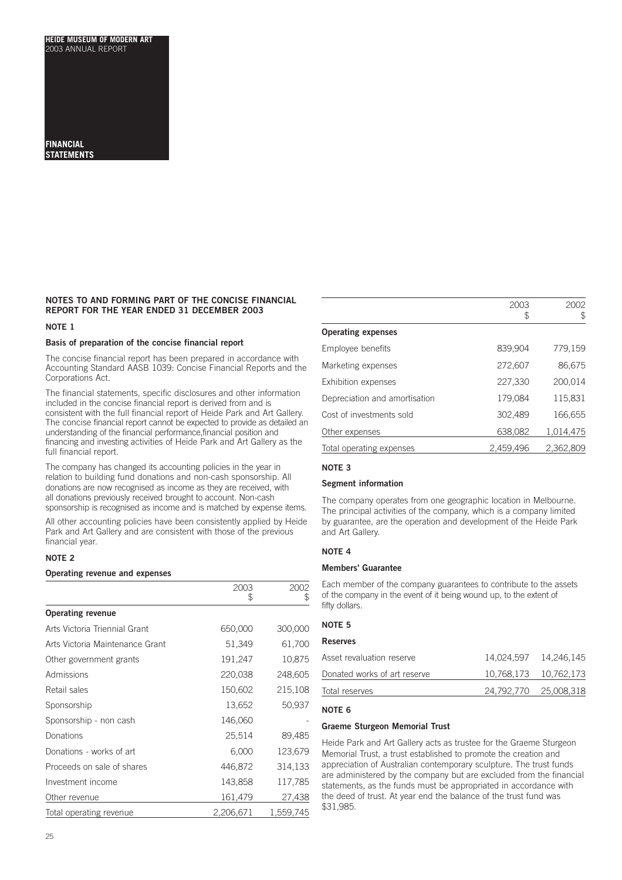HEIDE MUSEUM OF MODERN ART
2003 ANNUAL REPORT

FINANCIAL STATEMENTS

## NOTES TO AND FORMING PART OF THE CONCISE FINANCIAL REPORT FOR THE YEAR ENDED 31 DECEMBER 2003

### NOTE 1

#### Basis of preparation of the concise financial report

The concise financial report has been prepared in accordance with Accounting Standard AASB 1039: Concise Financial Reports and the Corporations Act.

The financial statements, specific disclosures and other information included in the concise financial report is derived from and is consistent with the full financial report of Heide Park and Art Gallery. The concise financial report cannot be expected to provide as detailed an understanding of the financial performance,financial position and financing and investing activities of Heide Park and Art Gallery as the full financial report.

The company has changed its accounting policies in the year in relation to building fund donations and non-cash sponsorship. All donations are now recognised as income as they are received, with all donations previously received brought to account. Non-cash sponsorship is recognised as income and is matched by expense items.

All other accounting policies have been consistently applied by Heide Park and Art Gallery and are consistent with those of the previous financial year.

### NOTE 2

#### Operating revenue and expenses

| | 2003 $ | 2002 $ |
|---|---|---|
| **Operating revenue** | | |
| Arts Victoria Triennial Grant | 650,000 | 300,000 |
| Arts Victoria Maintenance Grant | 51,349 | 61,700 |
| Other government grants | 191,247 | 10,875 |
| Admissions | 220,038 | 248,605 |
| Retail sales | 150,602 | 215,108 |
| Sponsorship | 13,652 | 50,937 |
| Sponsorship - non cash | 146,060 | - |
| Donations | 25,514 | 89,485 |
| Donations - works of art | 6,000 | 123,679 |
| Proceeds on sale of shares | 446,872 | 314,133 |
| Investment income | 143,858 | 117,785 |
| Other revenue | 161,479 | 27,438 |
| Total operating revenue | 2,206,671 | 1,559,745 |

| | 2003 $ | 2002 $ |
|---|---|---|
| **Operating expenses** | | |
| Employee benefits | 839,904 | 779,159 |
| Marketing expenses | 272,607 | 86,675 |
| Exhibition expenses | 227,330 | 200,014 |
| Depreciation and amortisation | 179,084 | 115,831 |
| Cost of investments sold | 302,489 | 166,655 |
| Other expenses | 638,082 | 1,014,475 |
| Total operating expenses | 2,459,496 | 2,362,809 |

### NOTE 3

#### Segment information

The company operates from one geographic location in Melbourne. The principal activities of the company, which is a company limited by guarantee, are the operation and development of the Heide Park and Art Gallery.

### NOTE 4

#### Members' Guarantee

Each member of the company guarantees to contribute to the assets of the company in the event of it being wound up, to the extent of fifty dollars.

### NOTE 5

#### Reserves

| | | |
|---|---|---|
| Asset revaluation reserve | 14,024,597 | 14,246,145 |
| Donated works of art reserve | 10,768,173 | 10,762,173 |
| Total reserves | 24,792,770 | 25,008,318 |

### NOTE 6

#### Graeme Sturgeon Memorial Trust

Heide Park and Art Gallery acts as trustee for the Graeme Sturgeon Memorial Trust, a trust established to promote the creation and appreciation of Australian contemporary sculpture. The trust funds are administered by the company but are excluded from the financial statements, as the funds must be appropriated in accordance with the deed of trust. At year end the balance of the trust fund was $31,985.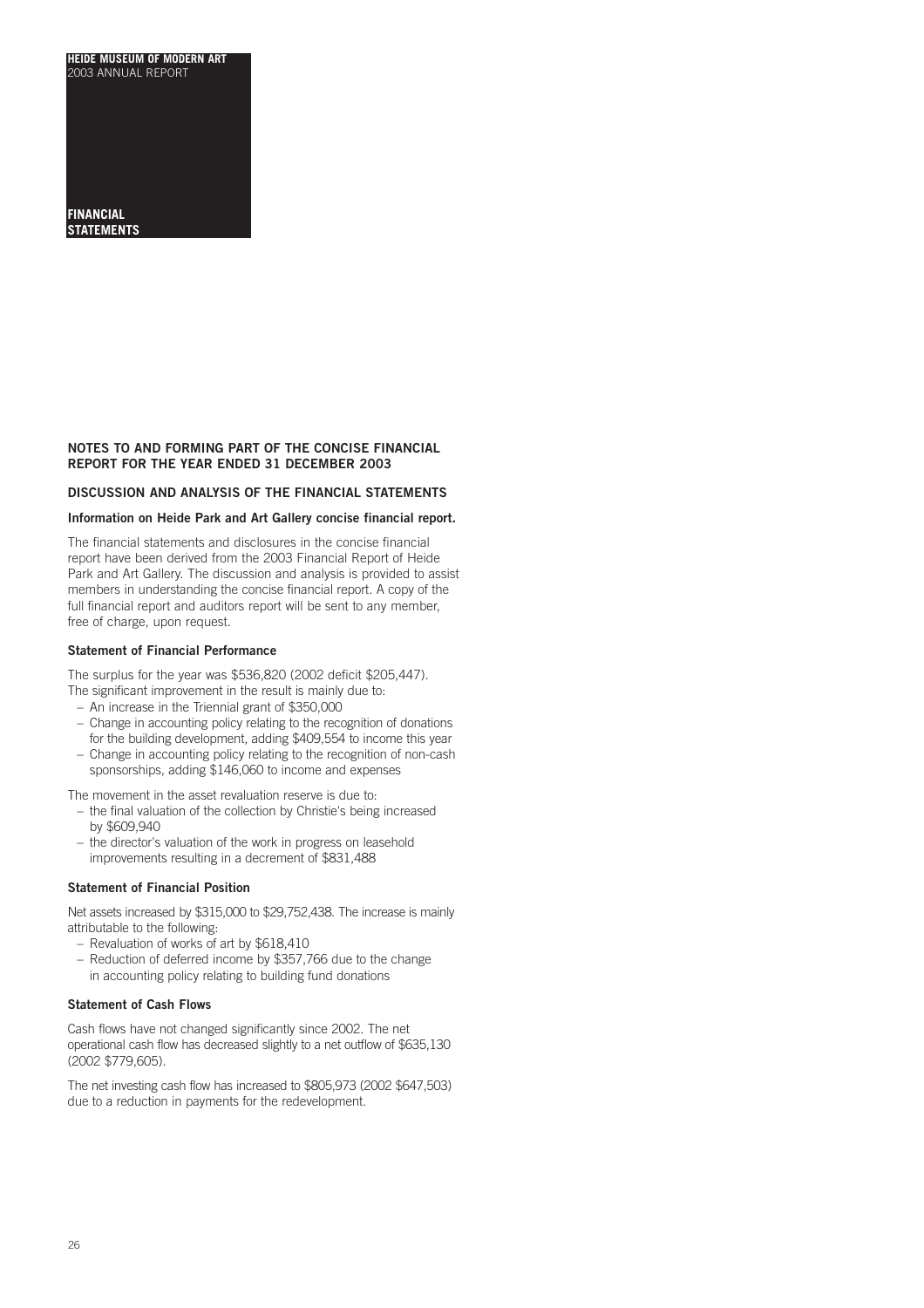# NOTES TO AND FORMING PART OF THE CONCISE FINANCIAL REPORT FOR THE YEAR ENDED 31 DECEMBER 2003

## DISCUSSION AND ANALYSIS OF THE FINANCIAL STATEMENTS

### Information on Heide Park and Art Gallery concise financial report.

The financial statements and disclosures in the concise financial report have been derived from the 2003 Financial Report of Heide Park and Art Gallery. The discussion and analysis is provided to assist members in understanding the concise financial report. A copy of the full financial report and auditors report will be sent to any member, free of charge, upon request.

### Statement of Financial Performance

The surplus for the year was $536,820 (2002 deficit $205,447). The significant improvement in the result is mainly due to:

- An increase in the Triennial grant of $350,000
- Change in accounting policy relating to the recognition of donations for the building development, adding $409,554 to income this year
- Change in accounting policy relating to the recognition of non-cash sponsorships, adding $146,060 to income and expenses

The movement in the asset revaluation reserve is due to:

- the final valuation of the collection by Christie's being increased by $609,940
- the director's valuation of the work in progress on leasehold improvements resulting in a decrement of $831,488

### Statement of Financial Position

Net assets increased by $315,000 to $29,752,438. The increase is mainly attributable to the following:

- Revaluation of works of art by $618,410
- Reduction of deferred income by $357,766 due to the change in accounting policy relating to building fund donations

### Statement of Cash Flows

Cash flows have not changed significantly since 2002. The net operational cash flow has decreased slightly to a net outflow of $635,130 (2002 $779,605).

The net investing cash flow has increased to $805,973 (2002 $647,503) due to a reduction in payments for the redevelopment.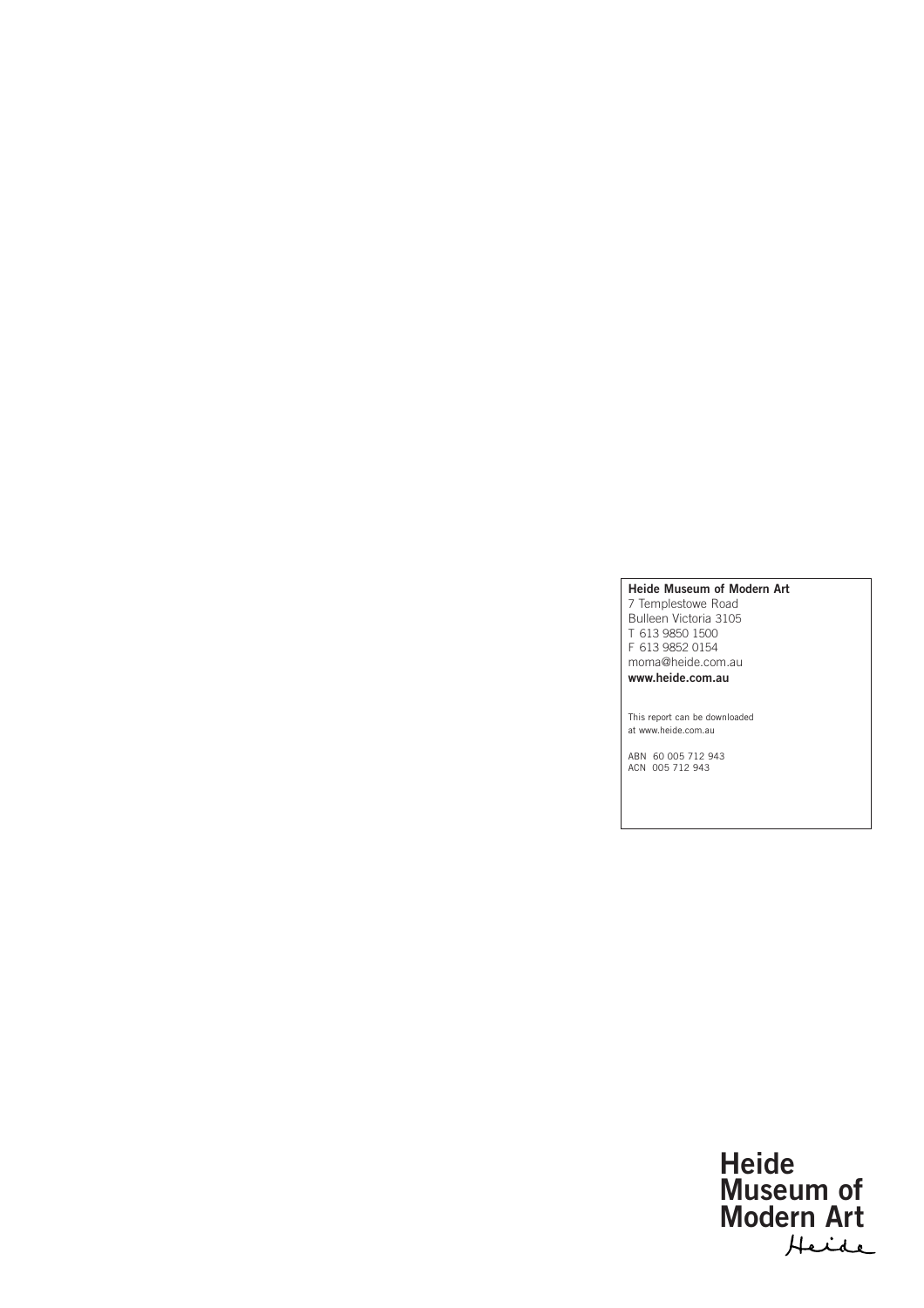**Heide Museum of Modern Art**
7 Templestowe Road
Bulleen Victoria 3105
T 613 9850 1500
F 613 9852 0154
moma@heide.com.au
**www.heide.com.au**

This report can be downloaded
at www.heide.com.au

ABN 60 005 712 943
ACN 005 712 943

**Heide
Museum of
Modern Art**
Heide